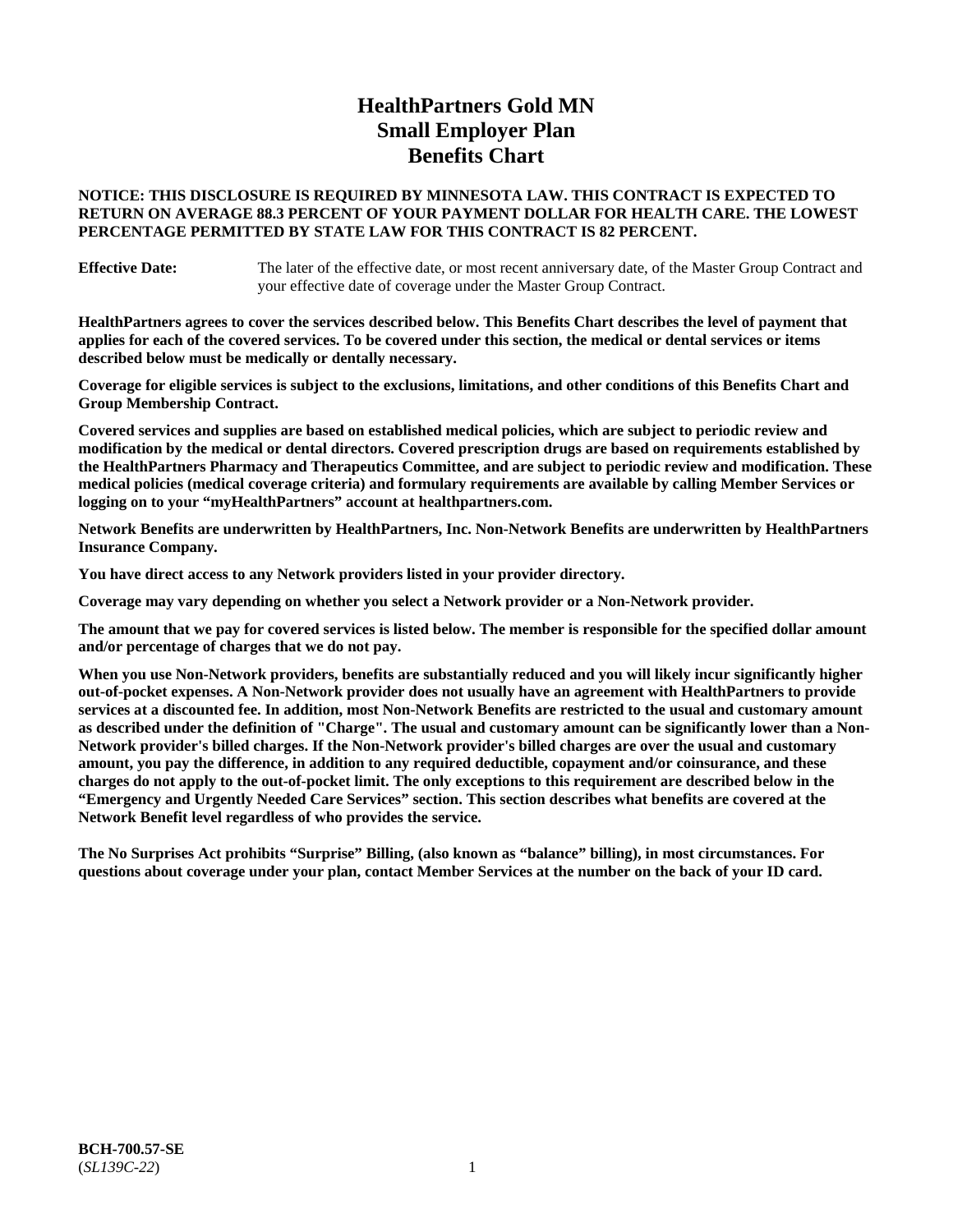# HealthPartners Gold MN
# Small Employer Plan
# Benefits Chart

**NOTICE: THIS DISCLOSURE IS REQUIRED BY MINNESOTA LAW. THIS CONTRACT IS EXPECTED TO RETURN ON AVERAGE 88.3 PERCENT OF YOUR PAYMENT DOLLAR FOR HEALTH CARE. THE LOWEST PERCENTAGE PERMITTED BY STATE LAW FOR THIS CONTRACT IS 82 PERCENT.**

**Effective Date:** The later of the effective date, or most recent anniversary date, of the Master Group Contract and your effective date of coverage under the Master Group Contract.

**HealthPartners agrees to cover the services described below. This Benefits Chart describes the level of payment that applies for each of the covered services. To be covered under this section, the medical or dental services or items described below must be medically or dentally necessary.**

**Coverage for eligible services is subject to the exclusions, limitations, and other conditions of this Benefits Chart and Group Membership Contract.**

**Covered services and supplies are based on established medical policies, which are subject to periodic review and modification by the medical or dental directors. Covered prescription drugs are based on requirements established by the HealthPartners Pharmacy and Therapeutics Committee, and are subject to periodic review and modification. These medical policies (medical coverage criteria) and formulary requirements are available by calling Member Services or logging on to your "myHealthPartners" account at healthpartners.com.**

**Network Benefits are underwritten by HealthPartners, Inc. Non-Network Benefits are underwritten by HealthPartners Insurance Company.**

**You have direct access to any Network providers listed in your provider directory.**

**Coverage may vary depending on whether you select a Network provider or a Non-Network provider.**

**The amount that we pay for covered services is listed below. The member is responsible for the specified dollar amount and/or percentage of charges that we do not pay.**

**When you use Non-Network providers, benefits are substantially reduced and you will likely incur significantly higher out-of-pocket expenses. A Non-Network provider does not usually have an agreement with HealthPartners to provide services at a discounted fee. In addition, most Non-Network Benefits are restricted to the usual and customary amount as described under the definition of "Charge". The usual and customary amount can be significantly lower than a Non-Network provider's billed charges. If the Non-Network provider's billed charges are over the usual and customary amount, you pay the difference, in addition to any required deductible, copayment and/or coinsurance, and these charges do not apply to the out-of-pocket limit. The only exceptions to this requirement are described below in the "Emergency and Urgently Needed Care Services" section. This section describes what benefits are covered at the Network Benefit level regardless of who provides the service.**

**The No Surprises Act prohibits "Surprise" Billing, (also known as "balance" billing), in most circumstances. For questions about coverage under your plan, contact Member Services at the number on the back of your ID card.**

**BCH-700.57-SE**
(*SL139C-22*)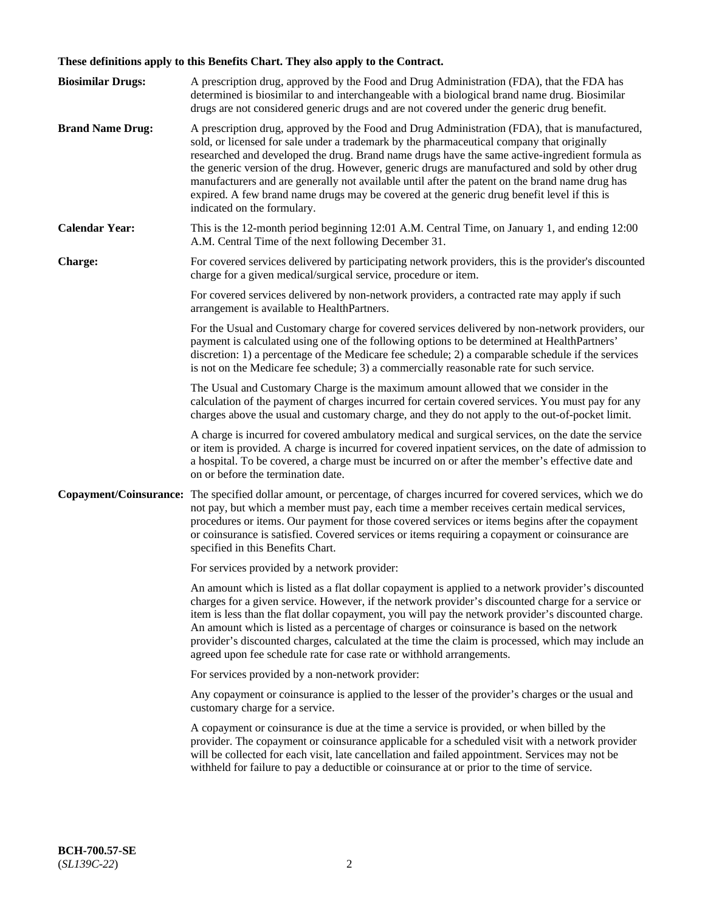**These definitions apply to this Benefits Chart. They also apply to the Contract.**

**Biosimilar Drugs:** A prescription drug, approved by the Food and Drug Administration (FDA), that the FDA has determined is biosimilar to and interchangeable with a biological brand name drug. Biosimilar drugs are not considered generic drugs and are not covered under the generic drug benefit.

**Brand Name Drug:** A prescription drug, approved by the Food and Drug Administration (FDA), that is manufactured, sold, or licensed for sale under a trademark by the pharmaceutical company that originally researched and developed the drug. Brand name drugs have the same active-ingredient formula as the generic version of the drug. However, generic drugs are manufactured and sold by other drug manufacturers and are generally not available until after the patent on the brand name drug has expired. A few brand name drugs may be covered at the generic drug benefit level if this is indicated on the formulary.

**Calendar Year:** This is the 12-month period beginning 12:01 A.M. Central Time, on January 1, and ending 12:00 A.M. Central Time of the next following December 31.

**Charge:** For covered services delivered by participating network providers, this is the provider's discounted charge for a given medical/surgical service, procedure or item.

For covered services delivered by non-network providers, a contracted rate may apply if such arrangement is available to HealthPartners.

For the Usual and Customary charge for covered services delivered by non-network providers, our payment is calculated using one of the following options to be determined at HealthPartners' discretion: 1) a percentage of the Medicare fee schedule; 2) a comparable schedule if the services is not on the Medicare fee schedule; 3) a commercially reasonable rate for such service.

The Usual and Customary Charge is the maximum amount allowed that we consider in the calculation of the payment of charges incurred for certain covered services. You must pay for any charges above the usual and customary charge, and they do not apply to the out-of-pocket limit.

A charge is incurred for covered ambulatory medical and surgical services, on the date the service or item is provided. A charge is incurred for covered inpatient services, on the date of admission to a hospital. To be covered, a charge must be incurred on or after the member's effective date and on or before the termination date.

**Copayment/Coinsurance:** The specified dollar amount, or percentage, of charges incurred for covered services, which we do not pay, but which a member must pay, each time a member receives certain medical services, procedures or items. Our payment for those covered services or items begins after the copayment or coinsurance is satisfied. Covered services or items requiring a copayment or coinsurance are specified in this Benefits Chart.

For services provided by a network provider:

An amount which is listed as a flat dollar copayment is applied to a network provider's discounted charges for a given service. However, if the network provider's discounted charge for a service or item is less than the flat dollar copayment, you will pay the network provider's discounted charge. An amount which is listed as a percentage of charges or coinsurance is based on the network provider's discounted charges, calculated at the time the claim is processed, which may include an agreed upon fee schedule rate for case rate or withhold arrangements.

For services provided by a non-network provider:

Any copayment or coinsurance is applied to the lesser of the provider's charges or the usual and customary charge for a service.

A copayment or coinsurance is due at the time a service is provided, or when billed by the provider. The copayment or coinsurance applicable for a scheduled visit with a network provider will be collected for each visit, late cancellation and failed appointment. Services may not be withheld for failure to pay a deductible or coinsurance at or prior to the time of service.

**BCH-700.57-SE**
(*SL139C-22*)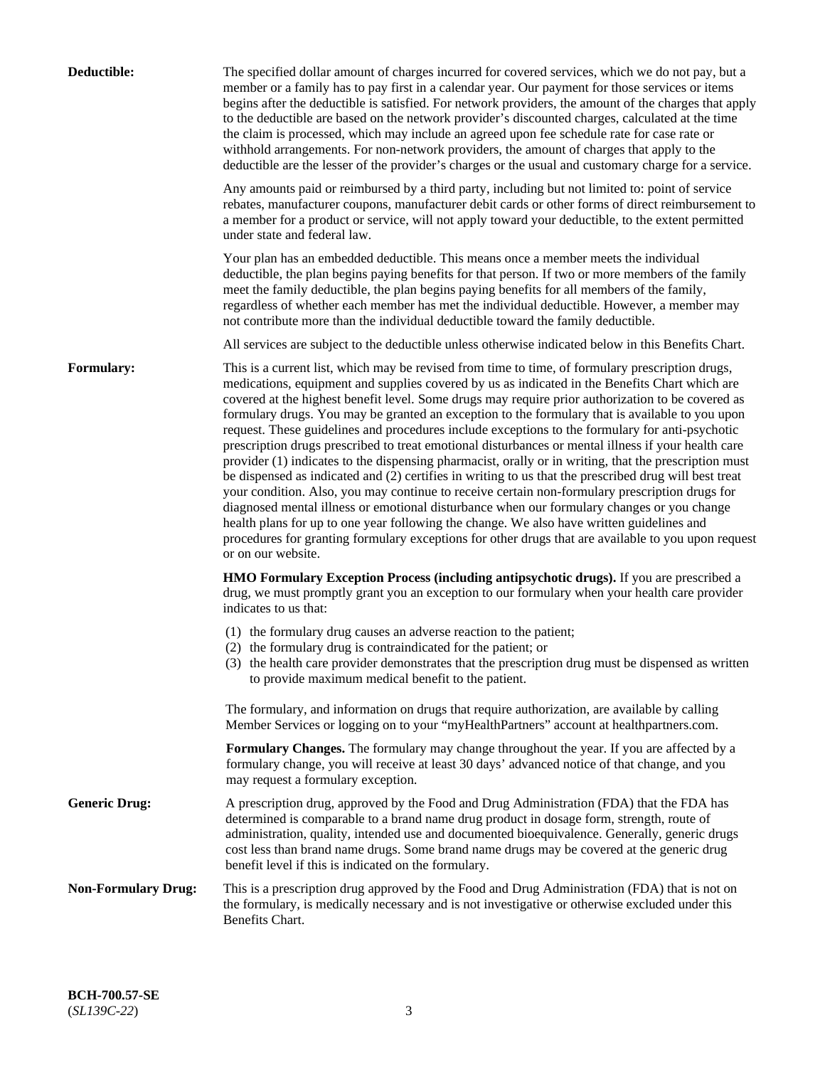**Deductible:** The specified dollar amount of charges incurred for covered services, which we do not pay, but a member or a family has to pay first in a calendar year. Our payment for those services or items begins after the deductible is satisfied. For network providers, the amount of the charges that apply to the deductible are based on the network provider's discounted charges, calculated at the time the claim is processed, which may include an agreed upon fee schedule rate for case rate or withhold arrangements. For non-network providers, the amount of charges that apply to the deductible are the lesser of the provider's charges or the usual and customary charge for a service.

Any amounts paid or reimbursed by a third party, including but not limited to: point of service rebates, manufacturer coupons, manufacturer debit cards or other forms of direct reimbursement to a member for a product or service, will not apply toward your deductible, to the extent permitted under state and federal law.

Your plan has an embedded deductible. This means once a member meets the individual deductible, the plan begins paying benefits for that person. If two or more members of the family meet the family deductible, the plan begins paying benefits for all members of the family, regardless of whether each member has met the individual deductible. However, a member may not contribute more than the individual deductible toward the family deductible.

All services are subject to the deductible unless otherwise indicated below in this Benefits Chart.

**Formulary:** This is a current list, which may be revised from time to time, of formulary prescription drugs, medications, equipment and supplies covered by us as indicated in the Benefits Chart which are covered at the highest benefit level. Some drugs may require prior authorization to be covered as formulary drugs. You may be granted an exception to the formulary that is available to you upon request. These guidelines and procedures include exceptions to the formulary for anti-psychotic prescription drugs prescribed to treat emotional disturbances or mental illness if your health care provider (1) indicates to the dispensing pharmacist, orally or in writing, that the prescription must be dispensed as indicated and (2) certifies in writing to us that the prescribed drug will best treat your condition. Also, you may continue to receive certain non-formulary prescription drugs for diagnosed mental illness or emotional disturbance when our formulary changes or you change health plans for up to one year following the change. We also have written guidelines and procedures for granting formulary exceptions for other drugs that are available to you upon request or on our website.

**HMO Formulary Exception Process (including antipsychotic drugs).** If you are prescribed a drug, we must promptly grant you an exception to our formulary when your health care provider indicates to us that:

(1) the formulary drug causes an adverse reaction to the patient;
(2) the formulary drug is contraindicated for the patient; or
(3) the health care provider demonstrates that the prescription drug must be dispensed as written to provide maximum medical benefit to the patient.

The formulary, and information on drugs that require authorization, are available by calling Member Services or logging on to your "myHealthPartners" account at healthpartners.com.

**Formulary Changes.** The formulary may change throughout the year. If you are affected by a formulary change, you will receive at least 30 days' advanced notice of that change, and you may request a formulary exception.

**Generic Drug:** A prescription drug, approved by the Food and Drug Administration (FDA) that the FDA has determined is comparable to a brand name drug product in dosage form, strength, route of administration, quality, intended use and documented bioequivalence. Generally, generic drugs cost less than brand name drugs. Some brand name drugs may be covered at the generic drug benefit level if this is indicated on the formulary.

**Non-Formulary Drug:** This is a prescription drug approved by the Food and Drug Administration (FDA) that is not on the formulary, is medically necessary and is not investigative or otherwise excluded under this Benefits Chart.

**BCH-700.57-SE**
(*SL139C-22*)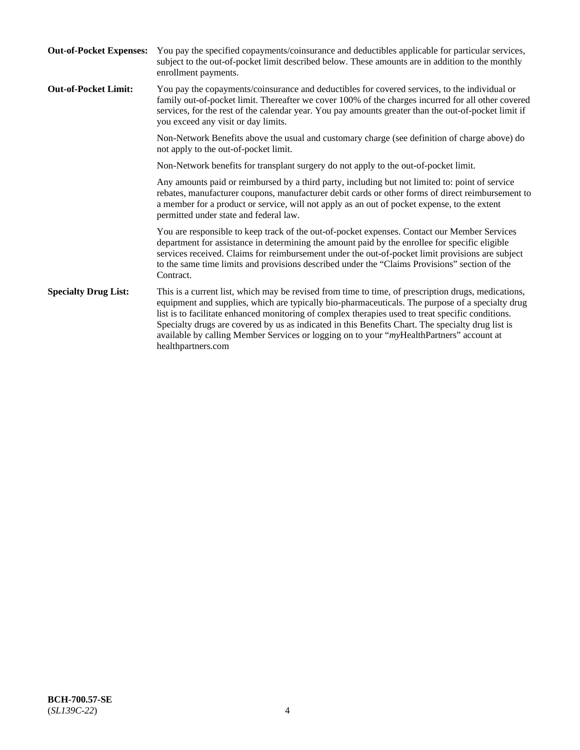**Out-of-Pocket Expenses:** You pay the specified copayments/coinsurance and deductibles applicable for particular services, subject to the out-of-pocket limit described below. These amounts are in addition to the monthly enrollment payments.

**Out-of-Pocket Limit:** You pay the copayments/coinsurance and deductibles for covered services, to the individual or family out-of-pocket limit. Thereafter we cover 100% of the charges incurred for all other covered services, for the rest of the calendar year. You pay amounts greater than the out-of-pocket limit if you exceed any visit or day limits.

Non-Network Benefits above the usual and customary charge (see definition of charge above) do not apply to the out-of-pocket limit.

Non-Network benefits for transplant surgery do not apply to the out-of-pocket limit.

Any amounts paid or reimbursed by a third party, including but not limited to: point of service rebates, manufacturer coupons, manufacturer debit cards or other forms of direct reimbursement to a member for a product or service, will not apply as an out of pocket expense, to the extent permitted under state and federal law.

You are responsible to keep track of the out-of-pocket expenses. Contact our Member Services department for assistance in determining the amount paid by the enrollee for specific eligible services received. Claims for reimbursement under the out-of-pocket limit provisions are subject to the same time limits and provisions described under the "Claims Provisions" section of the Contract.

**Specialty Drug List:** This is a current list, which may be revised from time to time, of prescription drugs, medications, equipment and supplies, which are typically bio-pharmaceuticals. The purpose of a specialty drug list is to facilitate enhanced monitoring of complex therapies used to treat specific conditions. Specialty drugs are covered by us as indicated in this Benefits Chart. The specialty drug list is available by calling Member Services or logging on to your "*my*HealthPartners" account at healthpartners.com

**BCH-700.57-SE**
(*SL139C-22*)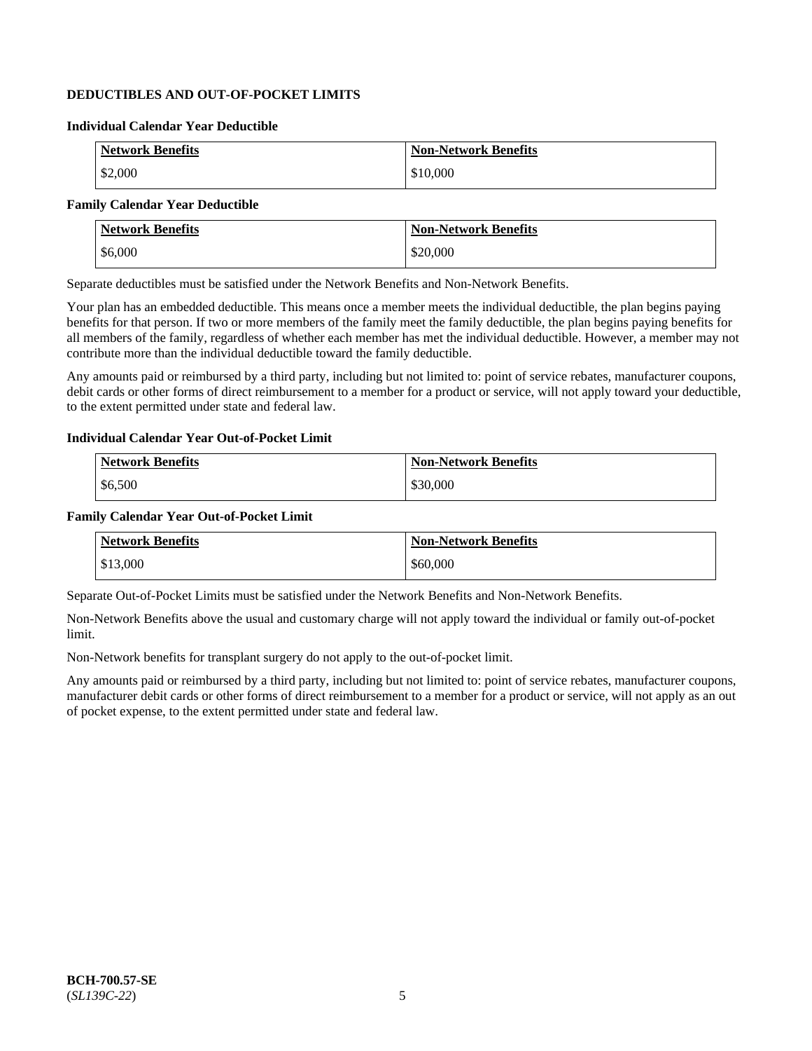## DEDUCTIBLES AND OUT-OF-POCKET LIMITS

### Individual Calendar Year Deductible

| Network Benefits | Non-Network Benefits |
|---|---|
| $2,000 | $10,000 |

### Family Calendar Year Deductible

| Network Benefits | Non-Network Benefits |
|---|---|
| $6,000 | $20,000 |

Separate deductibles must be satisfied under the Network Benefits and Non-Network Benefits.

Your plan has an embedded deductible. This means once a member meets the individual deductible, the plan begins paying benefits for that person. If two or more members of the family meet the family deductible, the plan begins paying benefits for all members of the family, regardless of whether each member has met the individual deductible. However, a member may not contribute more than the individual deductible toward the family deductible.

Any amounts paid or reimbursed by a third party, including but not limited to: point of service rebates, manufacturer coupons, debit cards or other forms of direct reimbursement to a member for a product or service, will not apply toward your deductible, to the extent permitted under state and federal law.

### Individual Calendar Year Out-of-Pocket Limit

| Network Benefits | Non-Network Benefits |
|---|---|
| $6,500 | $30,000 |

### Family Calendar Year Out-of-Pocket Limit

| Network Benefits | Non-Network Benefits |
|---|---|
| $13,000 | $60,000 |

Separate Out-of-Pocket Limits must be satisfied under the Network Benefits and Non-Network Benefits.

Non-Network Benefits above the usual and customary charge will not apply toward the individual or family out-of-pocket limit.

Non-Network benefits for transplant surgery do not apply to the out-of-pocket limit.

Any amounts paid or reimbursed by a third party, including but not limited to: point of service rebates, manufacturer coupons, manufacturer debit cards or other forms of direct reimbursement to a member for a product or service, will not apply as an out of pocket expense, to the extent permitted under state and federal law.

**BCH-700.57-SE**
(*SL139C-22*)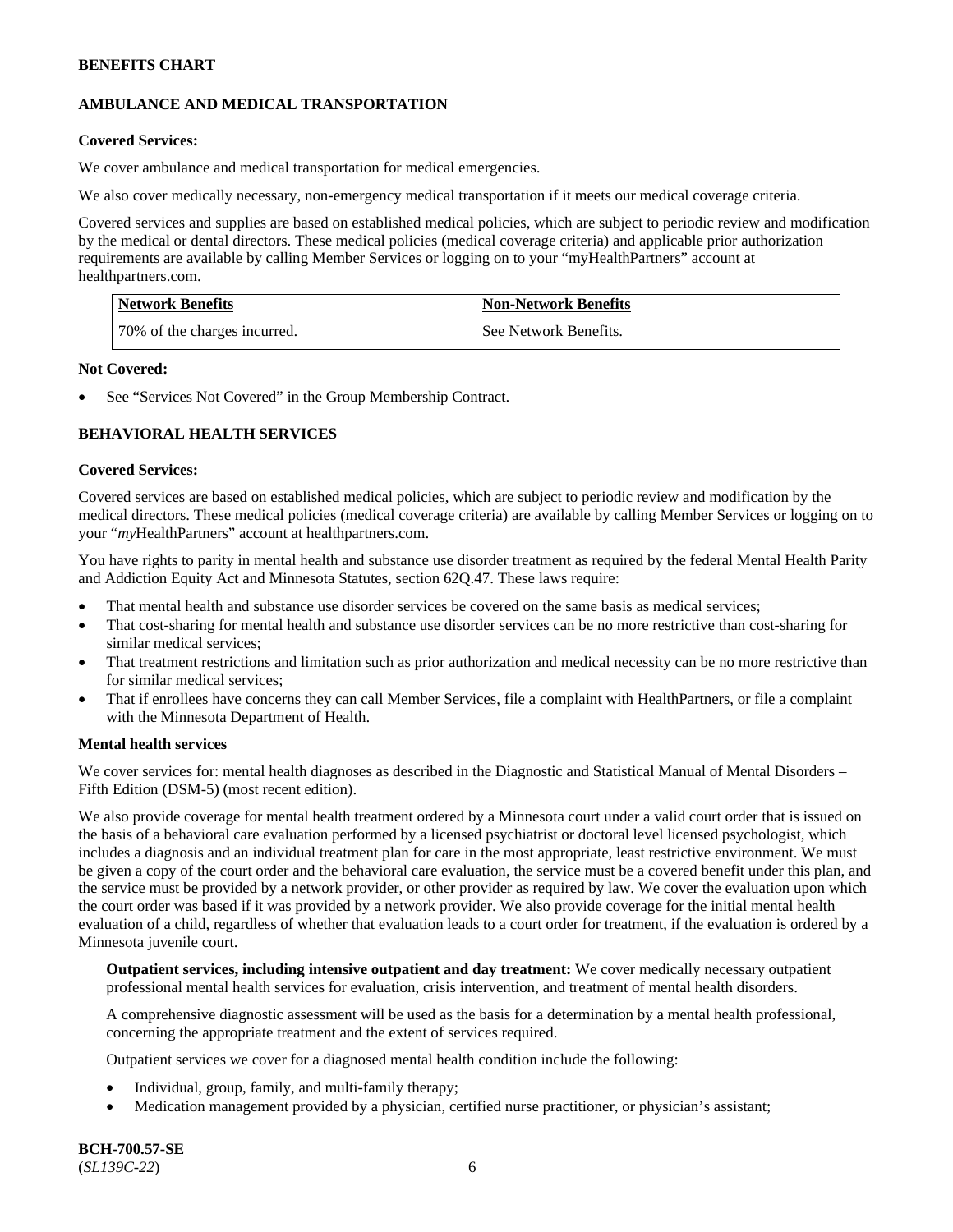## AMBULANCE AND MEDICAL TRANSPORTATION

**Covered Services:**

We cover ambulance and medical transportation for medical emergencies.

We also cover medically necessary, non-emergency medical transportation if it meets our medical coverage criteria.

Covered services and supplies are based on established medical policies, which are subject to periodic review and modification by the medical or dental directors. These medical policies (medical coverage criteria) and applicable prior authorization requirements are available by calling Member Services or logging on to your "myHealthPartners" account at healthpartners.com.

| Network Benefits | Non-Network Benefits |
|---|---|
| 70% of the charges incurred. | See Network Benefits. |

**Not Covered:**

- See "Services Not Covered" in the Group Membership Contract.

## BEHAVIORAL HEALTH SERVICES

**Covered Services:**

Covered services are based on established medical policies, which are subject to periodic review and modification by the medical directors. These medical policies (medical coverage criteria) are available by calling Member Services or logging on to your "*my*HealthPartners" account at healthpartners.com.

You have rights to parity in mental health and substance use disorder treatment as required by the federal Mental Health Parity and Addiction Equity Act and Minnesota Statutes, section 62Q.47. These laws require:

- That mental health and substance use disorder services be covered on the same basis as medical services;
- That cost-sharing for mental health and substance use disorder services can be no more restrictive than cost-sharing for similar medical services;
- That treatment restrictions and limitation such as prior authorization and medical necessity can be no more restrictive than for similar medical services;
- That if enrollees have concerns they can call Member Services, file a complaint with HealthPartners, or file a complaint with the Minnesota Department of Health.

**Mental health services**

We cover services for: mental health diagnoses as described in the Diagnostic and Statistical Manual of Mental Disorders – Fifth Edition (DSM-5) (most recent edition).

We also provide coverage for mental health treatment ordered by a Minnesota court under a valid court order that is issued on the basis of a behavioral care evaluation performed by a licensed psychiatrist or doctoral level licensed psychologist, which includes a diagnosis and an individual treatment plan for care in the most appropriate, least restrictive environment. We must be given a copy of the court order and the behavioral care evaluation, the service must be a covered benefit under this plan, and the service must be provided by a network provider, or other provider as required by law. We cover the evaluation upon which the court order was based if it was provided by a network provider. We also provide coverage for the initial mental health evaluation of a child, regardless of whether that evaluation leads to a court order for treatment, if the evaluation is ordered by a Minnesota juvenile court.

**Outpatient services, including intensive outpatient and day treatment:** We cover medically necessary outpatient professional mental health services for evaluation, crisis intervention, and treatment of mental health disorders.

A comprehensive diagnostic assessment will be used as the basis for a determination by a mental health professional, concerning the appropriate treatment and the extent of services required.

Outpatient services we cover for a diagnosed mental health condition include the following:

- Individual, group, family, and multi-family therapy;
- Medication management provided by a physician, certified nurse practitioner, or physician's assistant;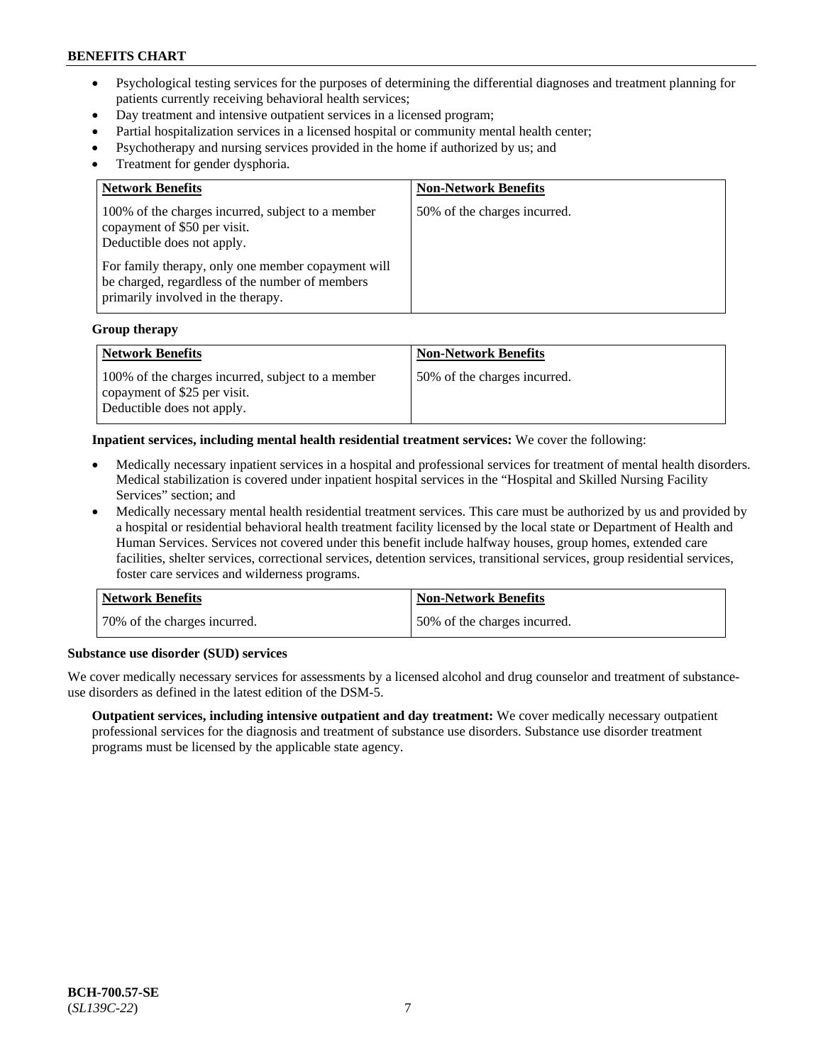- Psychological testing services for the purposes of determining the differential diagnoses and treatment planning for patients currently receiving behavioral health services;
- Day treatment and intensive outpatient services in a licensed program;
- Partial hospitalization services in a licensed hospital or community mental health center;
- Psychotherapy and nursing services provided in the home if authorized by us; and
- Treatment for gender dysphoria.

| Network Benefits | Non-Network Benefits |
|---|---|
| 100% of the charges incurred, subject to a member copayment of $50 per visit. Deductible does not apply. For family therapy, only one member copayment will be charged, regardless of the number of members primarily involved in the therapy. | 50% of the charges incurred. |

**Group therapy**

| Network Benefits | Non-Network Benefits |
|---|---|
| 100% of the charges incurred, subject to a member copayment of $25 per visit. Deductible does not apply. | 50% of the charges incurred. |

**Inpatient services, including mental health residential treatment services:** We cover the following:

- Medically necessary inpatient services in a hospital and professional services for treatment of mental health disorders. Medical stabilization is covered under inpatient hospital services in the "Hospital and Skilled Nursing Facility Services" section; and
- Medically necessary mental health residential treatment services. This care must be authorized by us and provided by a hospital or residential behavioral health treatment facility licensed by the local state or Department of Health and Human Services. Services not covered under this benefit include halfway houses, group homes, extended care facilities, shelter services, correctional services, detention services, transitional services, group residential services, foster care services and wilderness programs.

| Network Benefits | Non-Network Benefits |
|---|---|
| 70% of the charges incurred. | 50% of the charges incurred. |

**Substance use disorder (SUD) services**

We cover medically necessary services for assessments by a licensed alcohol and drug counselor and treatment of substance-use disorders as defined in the latest edition of the DSM-5.

**Outpatient services, including intensive outpatient and day treatment:** We cover medically necessary outpatient professional services for the diagnosis and treatment of substance use disorders. Substance use disorder treatment programs must be licensed by the applicable state agency.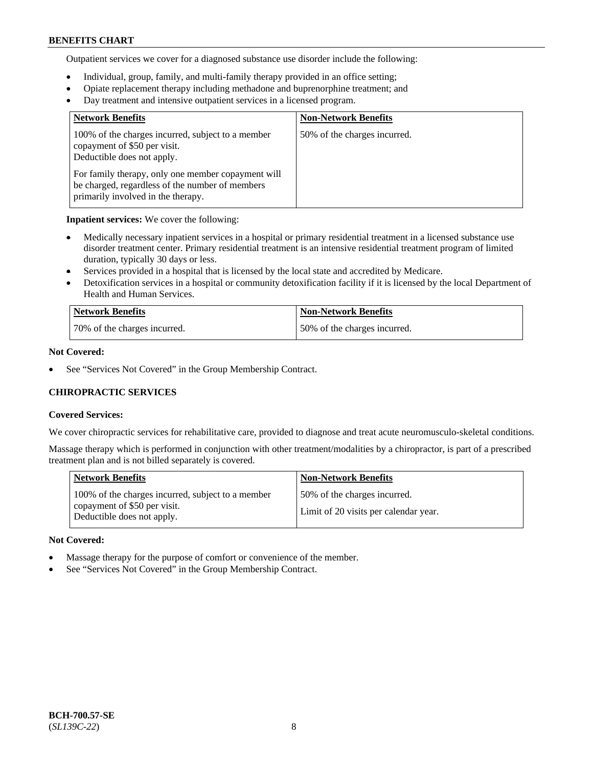Outpatient services we cover for a diagnosed substance use disorder include the following:

- Individual, group, family, and multi-family therapy provided in an office setting;
- Opiate replacement therapy including methadone and buprenorphine treatment; and
- Day treatment and intensive outpatient services in a licensed program.

| Network Benefits | Non-Network Benefits |
| --- | --- |
| 100% of the charges incurred, subject to a member copayment of $50 per visit. Deductible does not apply. <br><br> For family therapy, only one member copayment will be charged, regardless of the number of members primarily involved in the therapy. | 50% of the charges incurred. |

**Inpatient services:** We cover the following:

- Medically necessary inpatient services in a hospital or primary residential treatment in a licensed substance use disorder treatment center. Primary residential treatment is an intensive residential treatment program of limited duration, typically 30 days or less.
- Services provided in a hospital that is licensed by the local state and accredited by Medicare.
- Detoxification services in a hospital or community detoxification facility if it is licensed by the local Department of Health and Human Services.

| Network Benefits | Non-Network Benefits |
| --- | --- |
| 70% of the charges incurred. | 50% of the charges incurred. |

**Not Covered:**

- See "Services Not Covered" in the Group Membership Contract.

## CHIROPRACTIC SERVICES

**Covered Services:**

We cover chiropractic services for rehabilitative care, provided to diagnose and treat acute neuromusculo-skeletal conditions.

Massage therapy which is performed in conjunction with other treatment/modalities by a chiropractor, is part of a prescribed treatment plan and is not billed separately is covered.

| Network Benefits | Non-Network Benefits |
| --- | --- |
| 100% of the charges incurred, subject to a member copayment of $50 per visit. Deductible does not apply. | 50% of the charges incurred. <br><br> Limit of 20 visits per calendar year. |

**Not Covered:**

- Massage therapy for the purpose of comfort or convenience of the member.
- See "Services Not Covered" in the Group Membership Contract.

**BCH-700.57-SE**
(*SL139C-22*)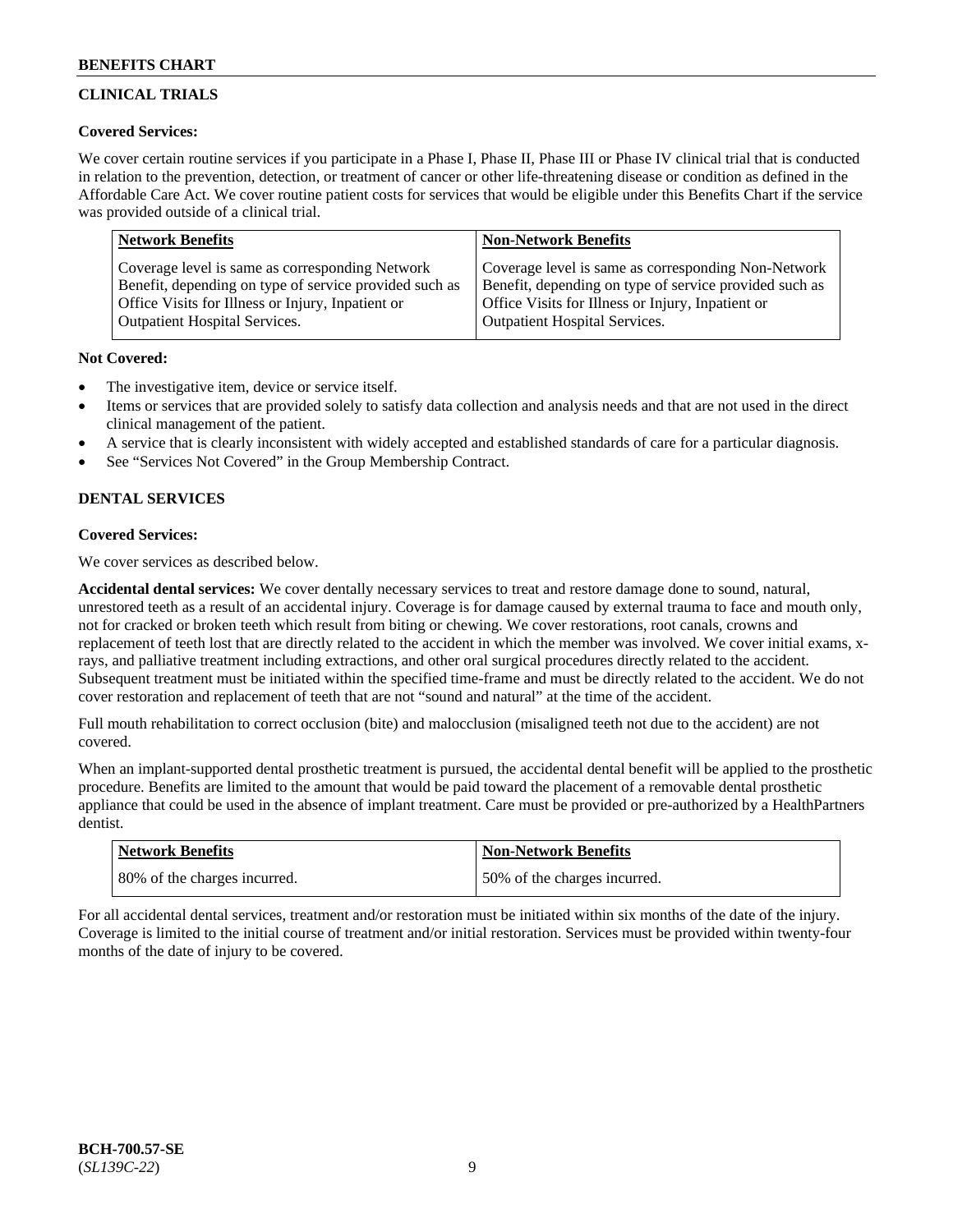## CLINICAL TRIALS

**Covered Services:**

We cover certain routine services if you participate in a Phase I, Phase II, Phase III or Phase IV clinical trial that is conducted in relation to the prevention, detection, or treatment of cancer or other life-threatening disease or condition as defined in the Affordable Care Act. We cover routine patient costs for services that would be eligible under this Benefits Chart if the service was provided outside of a clinical trial.

| Network Benefits | Non-Network Benefits |
|---|---|
| Coverage level is same as corresponding Network Benefit, depending on type of service provided such as Office Visits for Illness or Injury, Inpatient or Outpatient Hospital Services. | Coverage level is same as corresponding Non-Network Benefit, depending on type of service provided such as Office Visits for Illness or Injury, Inpatient or Outpatient Hospital Services. |

**Not Covered:**

- The investigative item, device or service itself.
- Items or services that are provided solely to satisfy data collection and analysis needs and that are not used in the direct clinical management of the patient.
- A service that is clearly inconsistent with widely accepted and established standards of care for a particular diagnosis.
- See "Services Not Covered" in the Group Membership Contract.

## DENTAL SERVICES

**Covered Services:**

We cover services as described below.

**Accidental dental services:** We cover dentally necessary services to treat and restore damage done to sound, natural, unrestored teeth as a result of an accidental injury. Coverage is for damage caused by external trauma to face and mouth only, not for cracked or broken teeth which result from biting or chewing. We cover restorations, root canals, crowns and replacement of teeth lost that are directly related to the accident in which the member was involved. We cover initial exams, x-rays, and palliative treatment including extractions, and other oral surgical procedures directly related to the accident. Subsequent treatment must be initiated within the specified time-frame and must be directly related to the accident. We do not cover restoration and replacement of teeth that are not "sound and natural" at the time of the accident.

Full mouth rehabilitation to correct occlusion (bite) and malocclusion (misaligned teeth not due to the accident) are not covered.

When an implant-supported dental prosthetic treatment is pursued, the accidental dental benefit will be applied to the prosthetic procedure. Benefits are limited to the amount that would be paid toward the placement of a removable dental prosthetic appliance that could be used in the absence of implant treatment. Care must be provided or pre-authorized by a HealthPartners dentist.

| Network Benefits | Non-Network Benefits |
|---|---|
| 80% of the charges incurred. | 50% of the charges incurred. |

For all accidental dental services, treatment and/or restoration must be initiated within six months of the date of the injury. Coverage is limited to the initial course of treatment and/or initial restoration. Services must be provided within twenty-four months of the date of injury to be covered.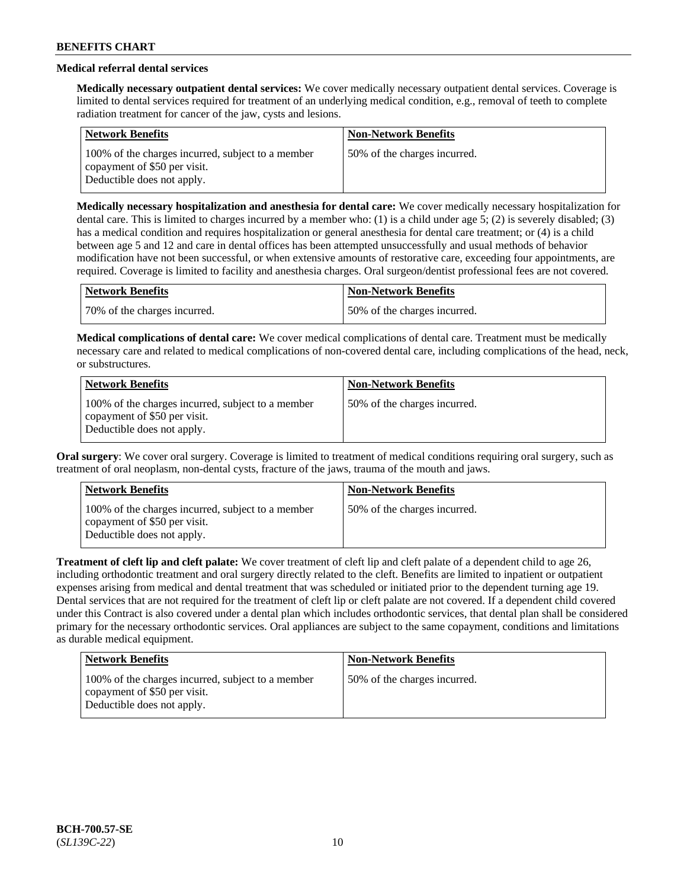### Medical referral dental services

**Medically necessary outpatient dental services:** We cover medically necessary outpatient dental services. Coverage is limited to dental services required for treatment of an underlying medical condition, e.g., removal of teeth to complete radiation treatment for cancer of the jaw, cysts and lesions.

| Network Benefits | Non-Network Benefits |
|---|---|
| 100% of the charges incurred, subject to a member copayment of $50 per visit. Deductible does not apply. | 50% of the charges incurred. |

**Medically necessary hospitalization and anesthesia for dental care:** We cover medically necessary hospitalization for dental care. This is limited to charges incurred by a member who: (1) is a child under age 5; (2) is severely disabled; (3) has a medical condition and requires hospitalization or general anesthesia for dental care treatment; or (4) is a child between age 5 and 12 and care in dental offices has been attempted unsuccessfully and usual methods of behavior modification have not been successful, or when extensive amounts of restorative care, exceeding four appointments, are required. Coverage is limited to facility and anesthesia charges. Oral surgeon/dentist professional fees are not covered.

| Network Benefits | Non-Network Benefits |
|---|---|
| 70% of the charges incurred. | 50% of the charges incurred. |

**Medical complications of dental care:** We cover medical complications of dental care. Treatment must be medically necessary care and related to medical complications of non-covered dental care, including complications of the head, neck, or substructures.

| Network Benefits | Non-Network Benefits |
|---|---|
| 100% of the charges incurred, subject to a member copayment of $50 per visit. Deductible does not apply. | 50% of the charges incurred. |

**Oral surgery**: We cover oral surgery. Coverage is limited to treatment of medical conditions requiring oral surgery, such as treatment of oral neoplasm, non-dental cysts, fracture of the jaws, trauma of the mouth and jaws.

| Network Benefits | Non-Network Benefits |
|---|---|
| 100% of the charges incurred, subject to a member copayment of $50 per visit. Deductible does not apply. | 50% of the charges incurred. |

**Treatment of cleft lip and cleft palate:** We cover treatment of cleft lip and cleft palate of a dependent child to age 26, including orthodontic treatment and oral surgery directly related to the cleft. Benefits are limited to inpatient or outpatient expenses arising from medical and dental treatment that was scheduled or initiated prior to the dependent turning age 19. Dental services that are not required for the treatment of cleft lip or cleft palate are not covered. If a dependent child covered under this Contract is also covered under a dental plan which includes orthodontic services, that dental plan shall be considered primary for the necessary orthodontic services. Oral appliances are subject to the same copayment, conditions and limitations as durable medical equipment.

| Network Benefits | Non-Network Benefits |
|---|---|
| 100% of the charges incurred, subject to a member copayment of $50 per visit. Deductible does not apply. | 50% of the charges incurred. |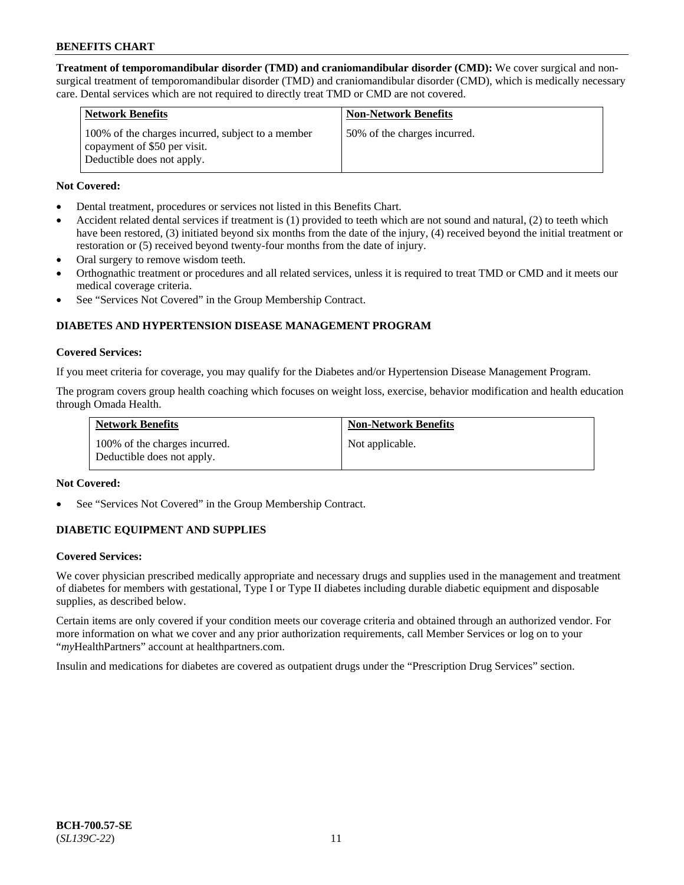**Treatment of temporomandibular disorder (TMD) and craniomandibular disorder (CMD):** We cover surgical and non-surgical treatment of temporomandibular disorder (TMD) and craniomandibular disorder (CMD), which is medically necessary care. Dental services which are not required to directly treat TMD or CMD are not covered.

| Network Benefits | Non-Network Benefits |
|---|---|
| 100% of the charges incurred, subject to a member copayment of $50 per visit. Deductible does not apply. | 50% of the charges incurred. |

**Not Covered:**

- Dental treatment, procedures or services not listed in this Benefits Chart.
- Accident related dental services if treatment is (1) provided to teeth which are not sound and natural, (2) to teeth which have been restored, (3) initiated beyond six months from the date of the injury, (4) received beyond the initial treatment or restoration or (5) received beyond twenty-four months from the date of injury.
- Oral surgery to remove wisdom teeth.
- Orthognathic treatment or procedures and all related services, unless it is required to treat TMD or CMD and it meets our medical coverage criteria.
- See "Services Not Covered" in the Group Membership Contract.

## DIABETES AND HYPERTENSION DISEASE MANAGEMENT PROGRAM

**Covered Services:**

If you meet criteria for coverage, you may qualify for the Diabetes and/or Hypertension Disease Management Program.

The program covers group health coaching which focuses on weight loss, exercise, behavior modification and health education through Omada Health.

| Network Benefits | Non-Network Benefits |
|---|---|
| 100% of the charges incurred. Deductible does not apply. | Not applicable. |

**Not Covered:**

- See "Services Not Covered" in the Group Membership Contract.

## DIABETIC EQUIPMENT AND SUPPLIES

**Covered Services:**

We cover physician prescribed medically appropriate and necessary drugs and supplies used in the management and treatment of diabetes for members with gestational, Type I or Type II diabetes including durable diabetic equipment and disposable supplies, as described below.

Certain items are only covered if your condition meets our coverage criteria and obtained through an authorized vendor. For more information on what we cover and any prior authorization requirements, call Member Services or log on to your "*my*HealthPartners" account at healthpartners.com.

Insulin and medications for diabetes are covered as outpatient drugs under the "Prescription Drug Services" section.

**BCH-700.57-SE**
(*SL139C-22*)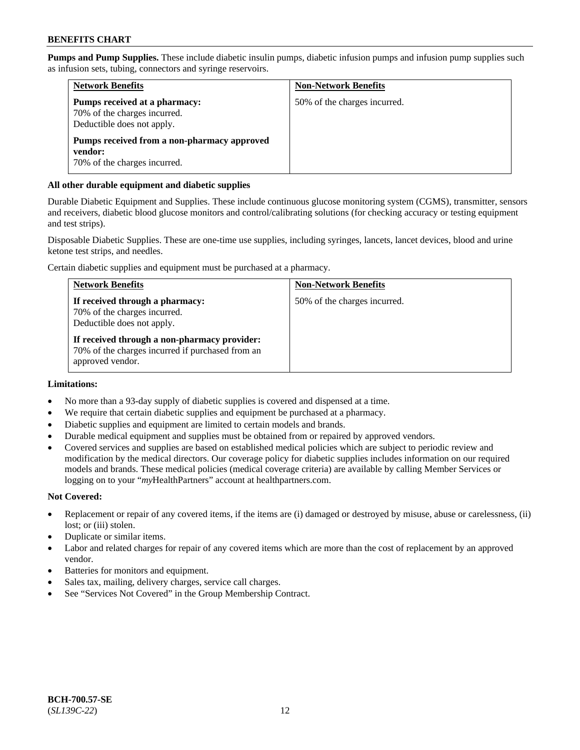**Pumps and Pump Supplies.** These include diabetic insulin pumps, diabetic infusion pumps and infusion pump supplies such as infusion sets, tubing, connectors and syringe reservoirs.

| Network Benefits | Non-Network Benefits |
| --- | --- |
| **Pumps received at a pharmacy:** 70% of the charges incurred. Deductible does not apply. **Pumps received from a non-pharmacy approved vendor:** 70% of the charges incurred. | 50% of the charges incurred. |

**All other durable equipment and diabetic supplies**

Durable Diabetic Equipment and Supplies. These include continuous glucose monitoring system (CGMS), transmitter, sensors and receivers, diabetic blood glucose monitors and control/calibrating solutions (for checking accuracy or testing equipment and test strips).

Disposable Diabetic Supplies. These are one-time use supplies, including syringes, lancets, lancet devices, blood and urine ketone test strips, and needles.

Certain diabetic supplies and equipment must be purchased at a pharmacy.

| Network Benefits | Non-Network Benefits |
| --- | --- |
| **If received through a pharmacy:** 70% of the charges incurred. Deductible does not apply. **If received through a non-pharmacy provider:** 70% of the charges incurred if purchased from an approved vendor. | 50% of the charges incurred. |

**Limitations:**

- No more than a 93-day supply of diabetic supplies is covered and dispensed at a time.
- We require that certain diabetic supplies and equipment be purchased at a pharmacy.
- Diabetic supplies and equipment are limited to certain models and brands.
- Durable medical equipment and supplies must be obtained from or repaired by approved vendors.
- Covered services and supplies are based on established medical policies which are subject to periodic review and modification by the medical directors. Our coverage policy for diabetic supplies includes information on our required models and brands. These medical policies (medical coverage criteria) are available by calling Member Services or logging on to your "*my*HealthPartners" account at healthpartners.com.

**Not Covered:**

- Replacement or repair of any covered items, if the items are (i) damaged or destroyed by misuse, abuse or carelessness, (ii) lost; or (iii) stolen.
- Duplicate or similar items.
- Labor and related charges for repair of any covered items which are more than the cost of replacement by an approved vendor.
- Batteries for monitors and equipment.
- Sales tax, mailing, delivery charges, service call charges.
- See "Services Not Covered" in the Group Membership Contract.

**BCH-700.57-SE**
(*SL139C-22*)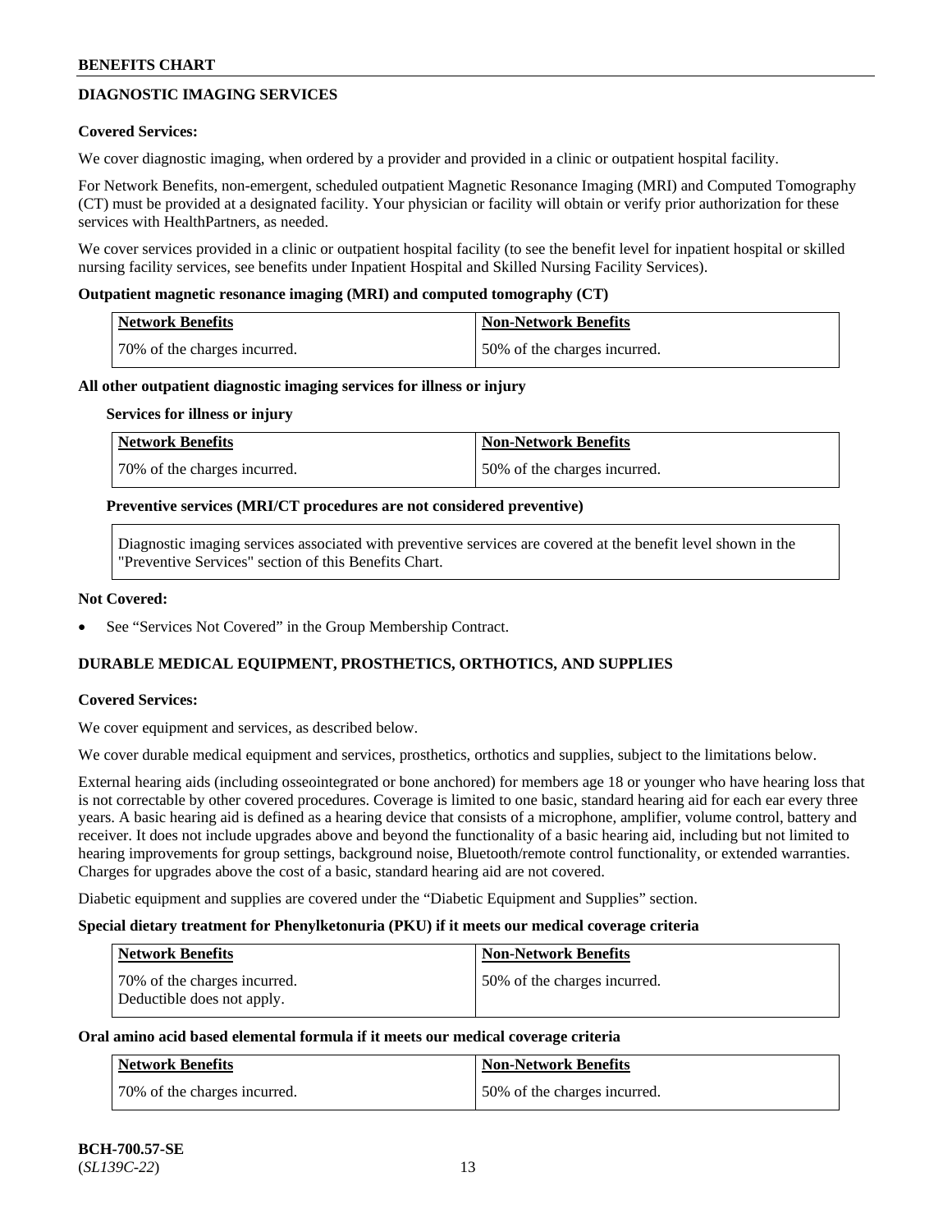## DIAGNOSTIC IMAGING SERVICES

**Covered Services:**

We cover diagnostic imaging, when ordered by a provider and provided in a clinic or outpatient hospital facility.

For Network Benefits, non-emergent, scheduled outpatient Magnetic Resonance Imaging (MRI) and Computed Tomography (CT) must be provided at a designated facility. Your physician or facility will obtain or verify prior authorization for these services with HealthPartners, as needed.

We cover services provided in a clinic or outpatient hospital facility (to see the benefit level for inpatient hospital or skilled nursing facility services, see benefits under Inpatient Hospital and Skilled Nursing Facility Services).

**Outpatient magnetic resonance imaging (MRI) and computed tomography (CT)**

| Network Benefits | Non-Network Benefits |
|---|---|
| 70% of the charges incurred. | 50% of the charges incurred. |

**All other outpatient diagnostic imaging services for illness or injury**

**Services for illness or injury**

| Network Benefits | Non-Network Benefits |
|---|---|
| 70% of the charges incurred. | 50% of the charges incurred. |

**Preventive services (MRI/CT procedures are not considered preventive)**

Diagnostic imaging services associated with preventive services are covered at the benefit level shown in the "Preventive Services" section of this Benefits Chart.

**Not Covered:**

- See "Services Not Covered" in the Group Membership Contract.

## DURABLE MEDICAL EQUIPMENT, PROSTHETICS, ORTHOTICS, AND SUPPLIES

**Covered Services:**

We cover equipment and services, as described below.

We cover durable medical equipment and services, prosthetics, orthotics and supplies, subject to the limitations below.

External hearing aids (including osseointegrated or bone anchored) for members age 18 or younger who have hearing loss that is not correctable by other covered procedures. Coverage is limited to one basic, standard hearing aid for each ear every three years. A basic hearing aid is defined as a hearing device that consists of a microphone, amplifier, volume control, battery and receiver. It does not include upgrades above and beyond the functionality of a basic hearing aid, including but not limited to hearing improvements for group settings, background noise, Bluetooth/remote control functionality, or extended warranties. Charges for upgrades above the cost of a basic, standard hearing aid are not covered.

Diabetic equipment and supplies are covered under the "Diabetic Equipment and Supplies" section.

**Special dietary treatment for Phenylketonuria (PKU) if it meets our medical coverage criteria**

| Network Benefits | Non-Network Benefits |
|---|---|
| 70% of the charges incurred.<br>Deductible does not apply. | 50% of the charges incurred. |

**Oral amino acid based elemental formula if it meets our medical coverage criteria**

| Network Benefits | Non-Network Benefits |
|---|---|
| 70% of the charges incurred. | 50% of the charges incurred. |

**BCH-700.57-SE**
(*SL139C-22*)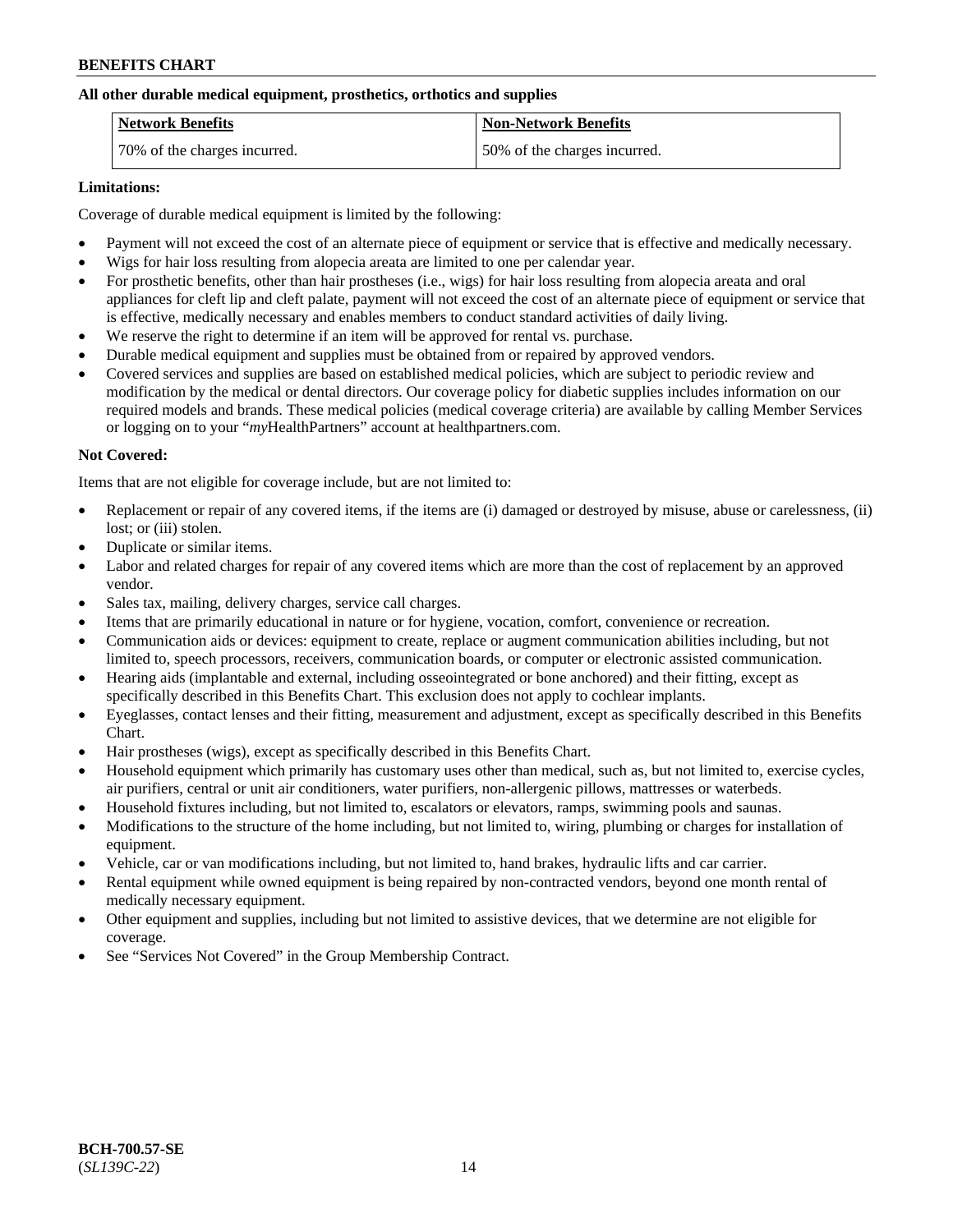**All other durable medical equipment, prosthetics, orthotics and supplies**

| Network Benefits | Non-Network Benefits |
| --- | --- |
| 70% of the charges incurred. | 50% of the charges incurred. |

**Limitations:**

Coverage of durable medical equipment is limited by the following:

- Payment will not exceed the cost of an alternate piece of equipment or service that is effective and medically necessary.
- Wigs for hair loss resulting from alopecia areata are limited to one per calendar year.
- For prosthetic benefits, other than hair prostheses (i.e., wigs) for hair loss resulting from alopecia areata and oral appliances for cleft lip and cleft palate, payment will not exceed the cost of an alternate piece of equipment or service that is effective, medically necessary and enables members to conduct standard activities of daily living.
- We reserve the right to determine if an item will be approved for rental vs. purchase.
- Durable medical equipment and supplies must be obtained from or repaired by approved vendors.
- Covered services and supplies are based on established medical policies, which are subject to periodic review and modification by the medical or dental directors. Our coverage policy for diabetic supplies includes information on our required models and brands. These medical policies (medical coverage criteria) are available by calling Member Services or logging on to your "*my*HealthPartners" account at healthpartners.com.

**Not Covered:**

Items that are not eligible for coverage include, but are not limited to:

- Replacement or repair of any covered items, if the items are (i) damaged or destroyed by misuse, abuse or carelessness, (ii) lost; or (iii) stolen.
- Duplicate or similar items.
- Labor and related charges for repair of any covered items which are more than the cost of replacement by an approved vendor.
- Sales tax, mailing, delivery charges, service call charges.
- Items that are primarily educational in nature or for hygiene, vocation, comfort, convenience or recreation.
- Communication aids or devices: equipment to create, replace or augment communication abilities including, but not limited to, speech processors, receivers, communication boards, or computer or electronic assisted communication.
- Hearing aids (implantable and external, including osseointegrated or bone anchored) and their fitting, except as specifically described in this Benefits Chart. This exclusion does not apply to cochlear implants.
- Eyeglasses, contact lenses and their fitting, measurement and adjustment, except as specifically described in this Benefits Chart.
- Hair prostheses (wigs), except as specifically described in this Benefits Chart.
- Household equipment which primarily has customary uses other than medical, such as, but not limited to, exercise cycles, air purifiers, central or unit air conditioners, water purifiers, non-allergenic pillows, mattresses or waterbeds.
- Household fixtures including, but not limited to, escalators or elevators, ramps, swimming pools and saunas.
- Modifications to the structure of the home including, but not limited to, wiring, plumbing or charges for installation of equipment.
- Vehicle, car or van modifications including, but not limited to, hand brakes, hydraulic lifts and car carrier.
- Rental equipment while owned equipment is being repaired by non-contracted vendors, beyond one month rental of medically necessary equipment.
- Other equipment and supplies, including but not limited to assistive devices, that we determine are not eligible for coverage.
- See "Services Not Covered" in the Group Membership Contract.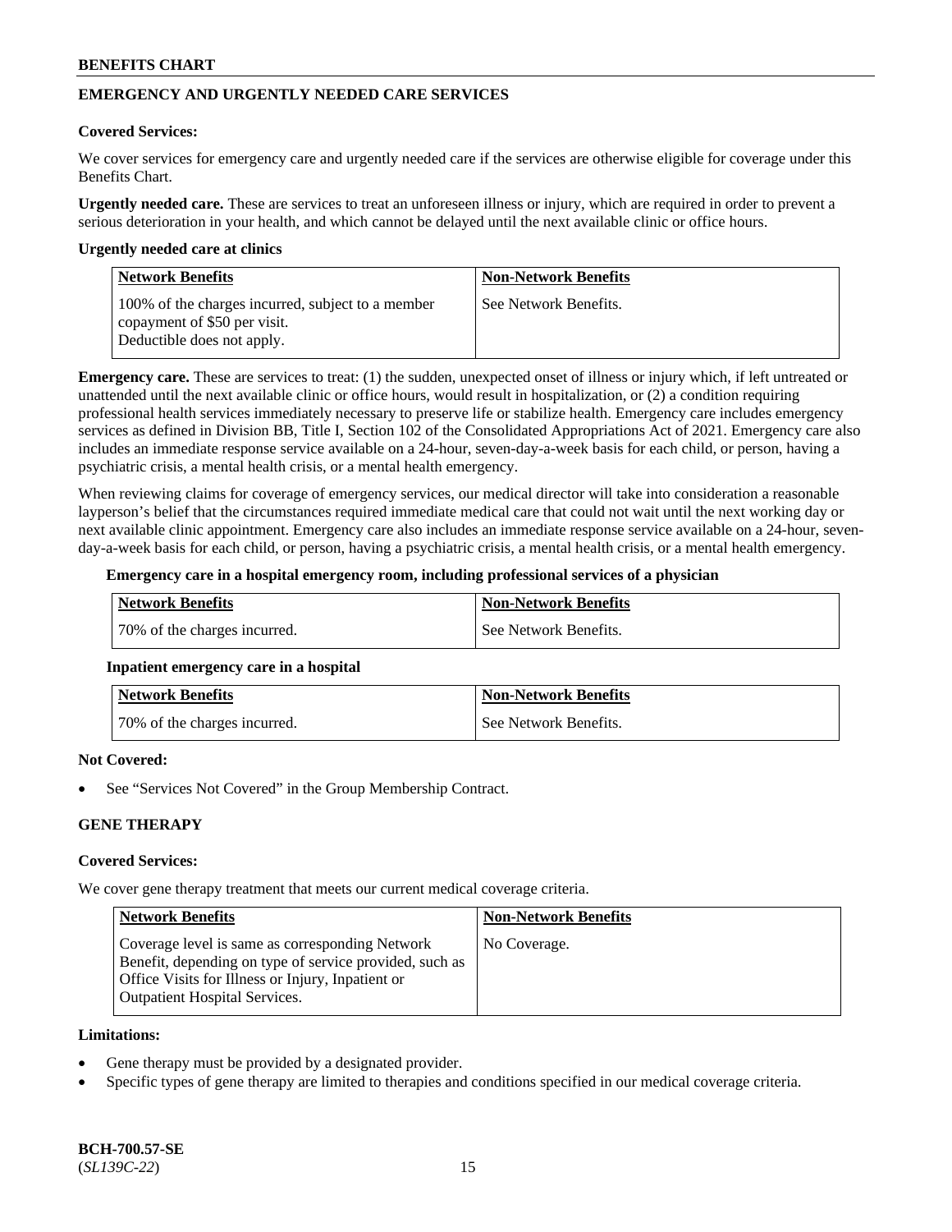## EMERGENCY AND URGENTLY NEEDED CARE SERVICES

**Covered Services:**

We cover services for emergency care and urgently needed care if the services are otherwise eligible for coverage under this Benefits Chart.

**Urgently needed care.** These are services to treat an unforeseen illness or injury, which are required in order to prevent a serious deterioration in your health, and which cannot be delayed until the next available clinic or office hours.

**Urgently needed care at clinics**

| Network Benefits | Non-Network Benefits |
|---|---|
| 100% of the charges incurred, subject to a member copayment of $50 per visit. Deductible does not apply. | See Network Benefits. |

**Emergency care.** These are services to treat: (1) the sudden, unexpected onset of illness or injury which, if left untreated or unattended until the next available clinic or office hours, would result in hospitalization, or (2) a condition requiring professional health services immediately necessary to preserve life or stabilize health. Emergency care includes emergency services as defined in Division BB, Title I, Section 102 of the Consolidated Appropriations Act of 2021. Emergency care also includes an immediate response service available on a 24-hour, seven-day-a-week basis for each child, or person, having a psychiatric crisis, a mental health crisis, or a mental health emergency.

When reviewing claims for coverage of emergency services, our medical director will take into consideration a reasonable layperson's belief that the circumstances required immediate medical care that could not wait until the next working day or next available clinic appointment. Emergency care also includes an immediate response service available on a 24-hour, seven-day-a-week basis for each child, or person, having a psychiatric crisis, a mental health crisis, or a mental health emergency.

**Emergency care in a hospital emergency room, including professional services of a physician**

| Network Benefits | Non-Network Benefits |
|---|---|
| 70% of the charges incurred. | See Network Benefits. |

**Inpatient emergency care in a hospital**

| Network Benefits | Non-Network Benefits |
|---|---|
| 70% of the charges incurred. | See Network Benefits. |

**Not Covered:**

- See "Services Not Covered" in the Group Membership Contract.

## GENE THERAPY

**Covered Services:**

We cover gene therapy treatment that meets our current medical coverage criteria.

| Network Benefits | Non-Network Benefits |
|---|---|
| Coverage level is same as corresponding Network Benefit, depending on type of service provided, such as Office Visits for Illness or Injury, Inpatient or Outpatient Hospital Services. | No Coverage. |

**Limitations:**

- Gene therapy must be provided by a designated provider.
- Specific types of gene therapy are limited to therapies and conditions specified in our medical coverage criteria.

**BCH-700.57-SE**
(*SL139C-22*)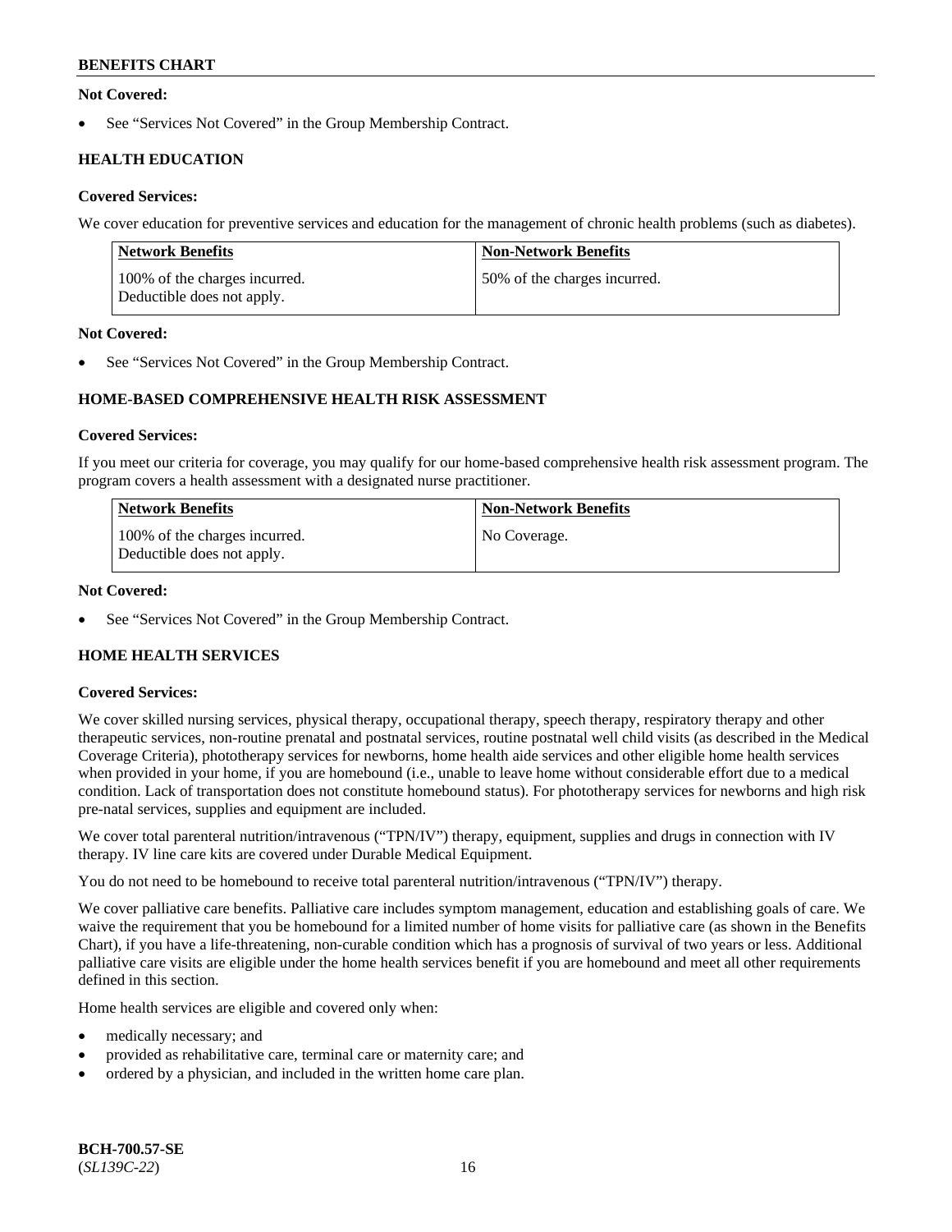**Not Covered:**

- See "Services Not Covered" in the Group Membership Contract.

### HEALTH EDUCATION

**Covered Services:**

We cover education for preventive services and education for the management of chronic health problems (such as diabetes).

| Network Benefits | Non-Network Benefits |
| --- | --- |
| 100% of the charges incurred. Deductible does not apply. | 50% of the charges incurred. |

**Not Covered:**

- See "Services Not Covered" in the Group Membership Contract.

### HOME-BASED COMPREHENSIVE HEALTH RISK ASSESSMENT

**Covered Services:**

If you meet our criteria for coverage, you may qualify for our home-based comprehensive health risk assessment program. The program covers a health assessment with a designated nurse practitioner.

| Network Benefits | Non-Network Benefits |
| --- | --- |
| 100% of the charges incurred. Deductible does not apply. | No Coverage. |

**Not Covered:**

- See "Services Not Covered" in the Group Membership Contract.

### HOME HEALTH SERVICES

**Covered Services:**

We cover skilled nursing services, physical therapy, occupational therapy, speech therapy, respiratory therapy and other therapeutic services, non-routine prenatal and postnatal services, routine postnatal well child visits (as described in the Medical Coverage Criteria), phototherapy services for newborns, home health aide services and other eligible home health services when provided in your home, if you are homebound (i.e., unable to leave home without considerable effort due to a medical condition. Lack of transportation does not constitute homebound status). For phototherapy services for newborns and high risk pre-natal services, supplies and equipment are included.

We cover total parenteral nutrition/intravenous ("TPN/IV") therapy, equipment, supplies and drugs in connection with IV therapy. IV line care kits are covered under Durable Medical Equipment.

You do not need to be homebound to receive total parenteral nutrition/intravenous ("TPN/IV") therapy.

We cover palliative care benefits. Palliative care includes symptom management, education and establishing goals of care. We waive the requirement that you be homebound for a limited number of home visits for palliative care (as shown in the Benefits Chart), if you have a life-threatening, non-curable condition which has a prognosis of survival of two years or less. Additional palliative care visits are eligible under the home health services benefit if you are homebound and meet all other requirements defined in this section.

Home health services are eligible and covered only when:

- medically necessary; and
- provided as rehabilitative care, terminal care or maternity care; and
- ordered by a physician, and included in the written home care plan.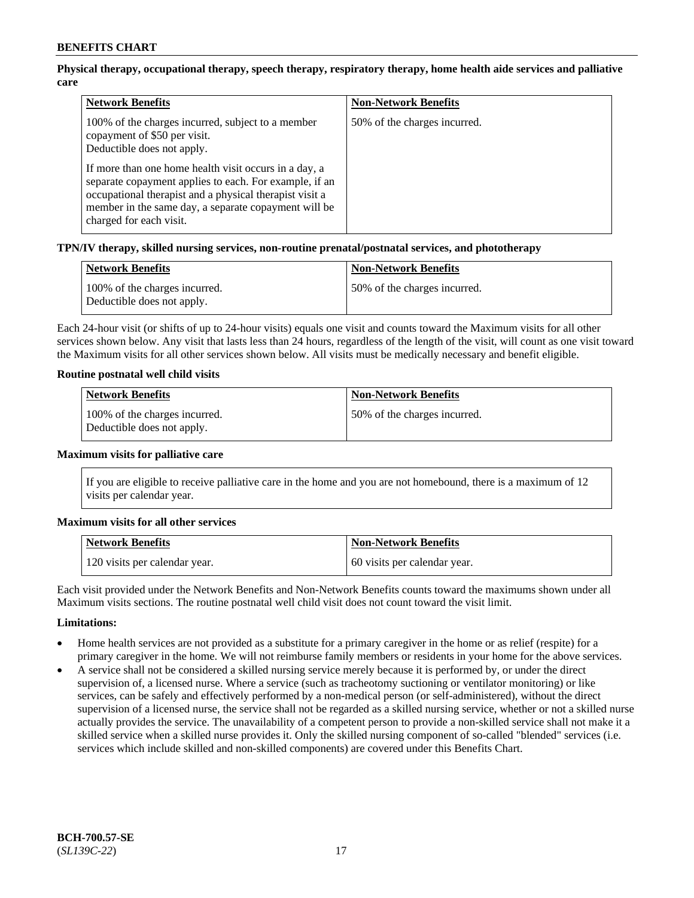**Physical therapy, occupational therapy, speech therapy, respiratory therapy, home health aide services and palliative care**

| Network Benefits | Non-Network Benefits |
|---|---|
| 100% of the charges incurred, subject to a member copayment of $50 per visit.<br>Deductible does not apply.<br><br>If more than one home health visit occurs in a day, a separate copayment applies to each. For example, if an occupational therapist and a physical therapist visit a member in the same day, a separate copayment will be charged for each visit. | 50% of the charges incurred. |

**TPN/IV therapy, skilled nursing services, non-routine prenatal/postnatal services, and phototherapy**

| Network Benefits | Non-Network Benefits |
|---|---|
| 100% of the charges incurred.<br>Deductible does not apply. | 50% of the charges incurred. |

Each 24-hour visit (or shifts of up to 24-hour visits) equals one visit and counts toward the Maximum visits for all other services shown below. Any visit that lasts less than 24 hours, regardless of the length of the visit, will count as one visit toward the Maximum visits for all other services shown below. All visits must be medically necessary and benefit eligible.

**Routine postnatal well child visits**

| Network Benefits | Non-Network Benefits |
|---|---|
| 100% of the charges incurred.<br>Deductible does not apply. | 50% of the charges incurred. |

**Maximum visits for palliative care**

If you are eligible to receive palliative care in the home and you are not homebound, there is a maximum of 12 visits per calendar year.

**Maximum visits for all other services**

| Network Benefits | Non-Network Benefits |
|---|---|
| 120 visits per calendar year. | 60 visits per calendar year. |

Each visit provided under the Network Benefits and Non-Network Benefits counts toward the maximums shown under all Maximum visits sections. The routine postnatal well child visit does not count toward the visit limit.

**Limitations:**

- Home health services are not provided as a substitute for a primary caregiver in the home or as relief (respite) for a primary caregiver in the home. We will not reimburse family members or residents in your home for the above services.
- A service shall not be considered a skilled nursing service merely because it is performed by, or under the direct supervision of, a licensed nurse. Where a service (such as tracheotomy suctioning or ventilator monitoring) or like services, can be safely and effectively performed by a non-medical person (or self-administered), without the direct supervision of a licensed nurse, the service shall not be regarded as a skilled nursing service, whether or not a skilled nurse actually provides the service. The unavailability of a competent person to provide a non-skilled service shall not make it a skilled service when a skilled nurse provides it. Only the skilled nursing component of so-called "blended" services (i.e. services which include skilled and non-skilled components) are covered under this Benefits Chart.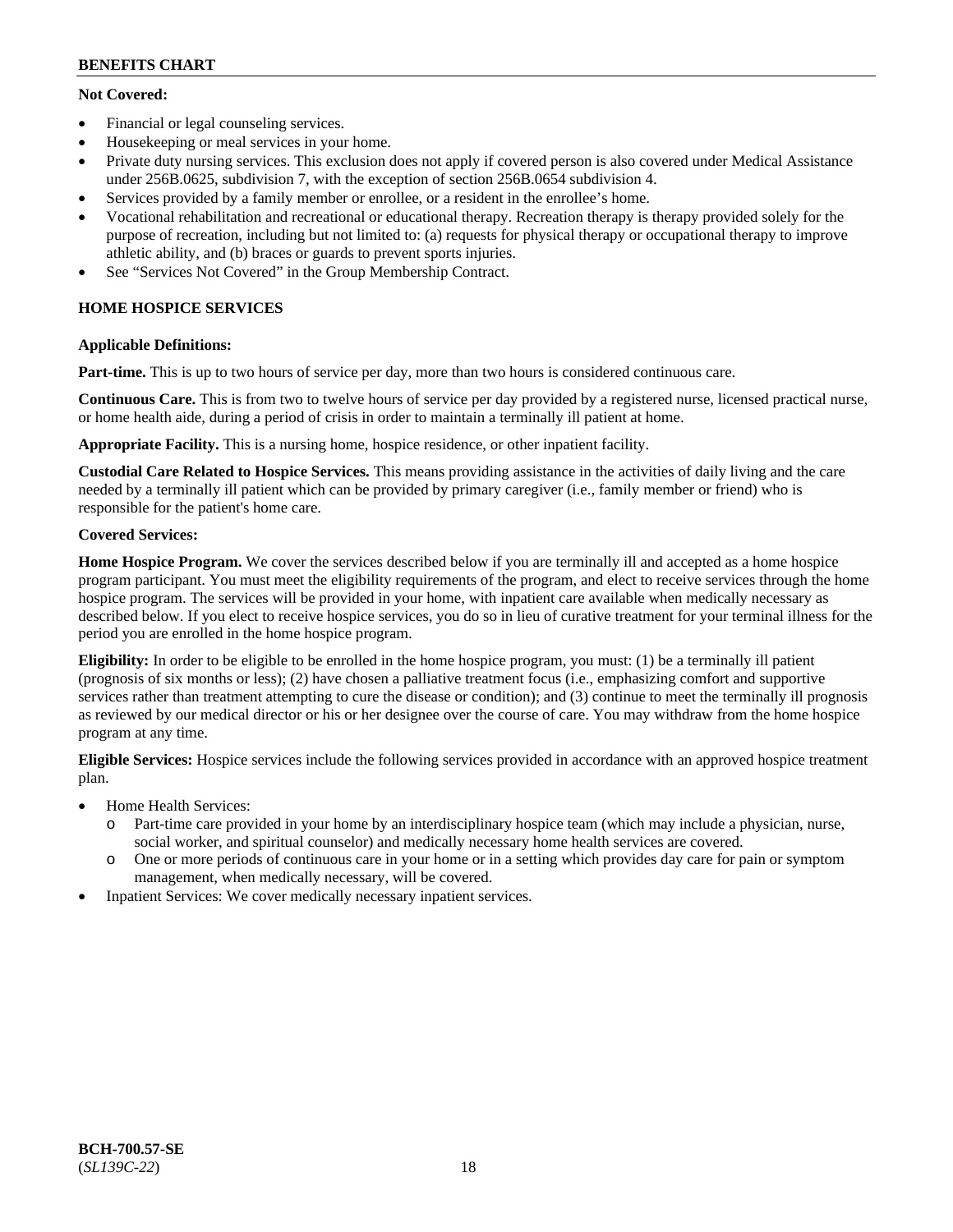**Not Covered:**

- Financial or legal counseling services.
- Housekeeping or meal services in your home.
- Private duty nursing services. This exclusion does not apply if covered person is also covered under Medical Assistance under 256B.0625, subdivision 7, with the exception of section 256B.0654 subdivision 4.
- Services provided by a family member or enrollee, or a resident in the enrollee's home.
- Vocational rehabilitation and recreational or educational therapy. Recreation therapy is therapy provided solely for the purpose of recreation, including but not limited to: (a) requests for physical therapy or occupational therapy to improve athletic ability, and (b) braces or guards to prevent sports injuries.
- See "Services Not Covered" in the Group Membership Contract.

## HOME HOSPICE SERVICES

**Applicable Definitions:**

**Part-time.** This is up to two hours of service per day, more than two hours is considered continuous care.

**Continuous Care.** This is from two to twelve hours of service per day provided by a registered nurse, licensed practical nurse, or home health aide, during a period of crisis in order to maintain a terminally ill patient at home.

**Appropriate Facility.** This is a nursing home, hospice residence, or other inpatient facility.

**Custodial Care Related to Hospice Services.** This means providing assistance in the activities of daily living and the care needed by a terminally ill patient which can be provided by primary caregiver (i.e., family member or friend) who is responsible for the patient's home care.

**Covered Services:**

**Home Hospice Program.** We cover the services described below if you are terminally ill and accepted as a home hospice program participant. You must meet the eligibility requirements of the program, and elect to receive services through the home hospice program. The services will be provided in your home, with inpatient care available when medically necessary as described below. If you elect to receive hospice services, you do so in lieu of curative treatment for your terminal illness for the period you are enrolled in the home hospice program.

**Eligibility:** In order to be eligible to be enrolled in the home hospice program, you must: (1) be a terminally ill patient (prognosis of six months or less); (2) have chosen a palliative treatment focus (i.e., emphasizing comfort and supportive services rather than treatment attempting to cure the disease or condition); and (3) continue to meet the terminally ill prognosis as reviewed by our medical director or his or her designee over the course of care. You may withdraw from the home hospice program at any time.

**Eligible Services:** Hospice services include the following services provided in accordance with an approved hospice treatment plan.

- Home Health Services:
  - Part-time care provided in your home by an interdisciplinary hospice team (which may include a physician, nurse, social worker, and spiritual counselor) and medically necessary home health services are covered.
  - One or more periods of continuous care in your home or in a setting which provides day care for pain or symptom management, when medically necessary, will be covered.
- Inpatient Services: We cover medically necessary inpatient services.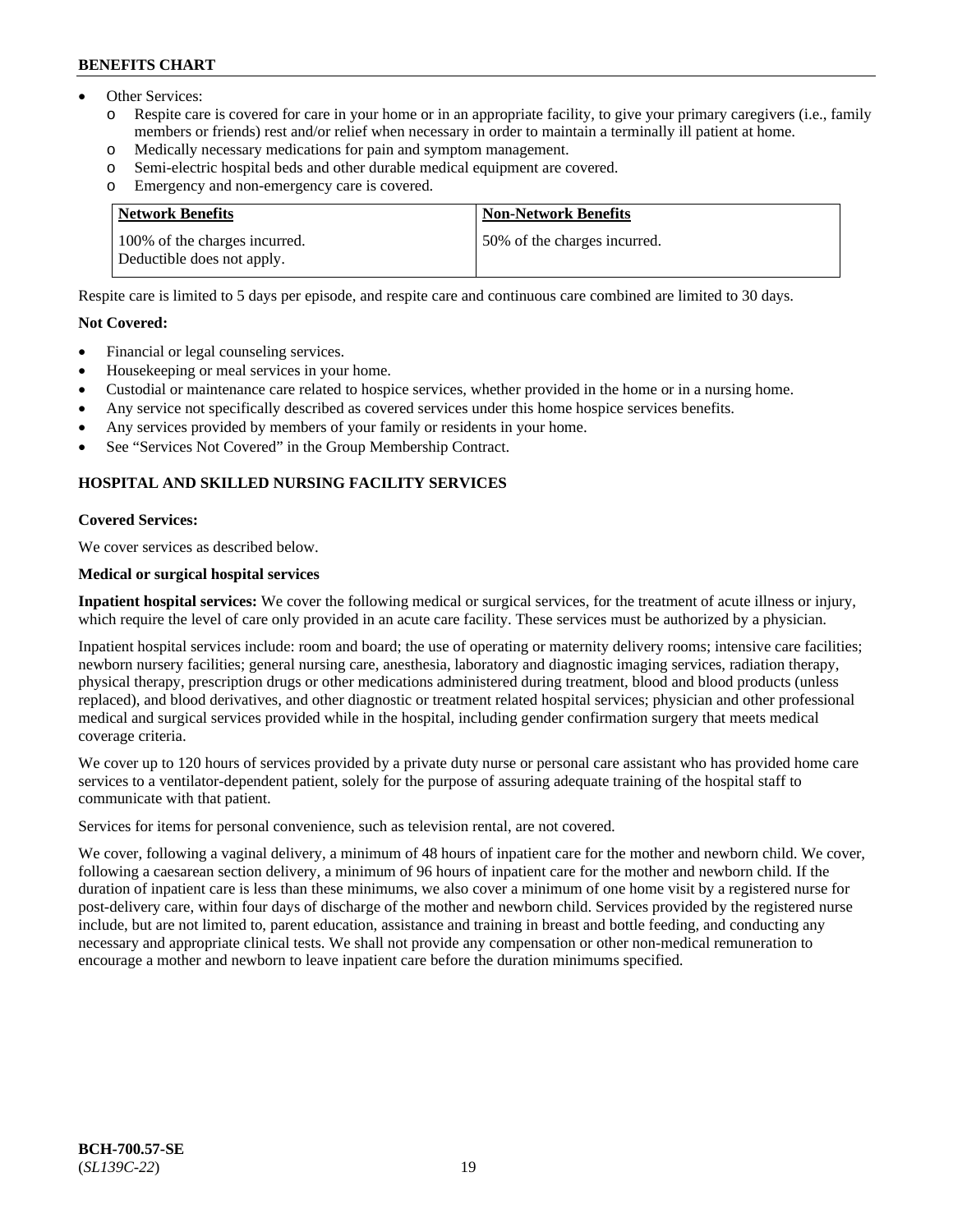- Other Services:
  - Respite care is covered for care in your home or in an appropriate facility, to give your primary caregivers (i.e., family members or friends) rest and/or relief when necessary in order to maintain a terminally ill patient at home.
  - Medically necessary medications for pain and symptom management.
  - Semi-electric hospital beds and other durable medical equipment are covered.
  - Emergency and non-emergency care is covered.

| Network Benefits | Non-Network Benefits |
|---|---|
| 100% of the charges incurred. Deductible does not apply. | 50% of the charges incurred. |

Respite care is limited to 5 days per episode, and respite care and continuous care combined are limited to 30 days.

**Not Covered:**

- Financial or legal counseling services.
- Housekeeping or meal services in your home.
- Custodial or maintenance care related to hospice services, whether provided in the home or in a nursing home.
- Any service not specifically described as covered services under this home hospice services benefits.
- Any services provided by members of your family or residents in your home.
- See "Services Not Covered" in the Group Membership Contract.

## HOSPITAL AND SKILLED NURSING FACILITY SERVICES

**Covered Services:**

We cover services as described below.

**Medical or surgical hospital services**

**Inpatient hospital services:** We cover the following medical or surgical services, for the treatment of acute illness or injury, which require the level of care only provided in an acute care facility. These services must be authorized by a physician.

Inpatient hospital services include: room and board; the use of operating or maternity delivery rooms; intensive care facilities; newborn nursery facilities; general nursing care, anesthesia, laboratory and diagnostic imaging services, radiation therapy, physical therapy, prescription drugs or other medications administered during treatment, blood and blood products (unless replaced), and blood derivatives, and other diagnostic or treatment related hospital services; physician and other professional medical and surgical services provided while in the hospital, including gender confirmation surgery that meets medical coverage criteria.

We cover up to 120 hours of services provided by a private duty nurse or personal care assistant who has provided home care services to a ventilator-dependent patient, solely for the purpose of assuring adequate training of the hospital staff to communicate with that patient.

Services for items for personal convenience, such as television rental, are not covered.

We cover, following a vaginal delivery, a minimum of 48 hours of inpatient care for the mother and newborn child. We cover, following a caesarean section delivery, a minimum of 96 hours of inpatient care for the mother and newborn child. If the duration of inpatient care is less than these minimums, we also cover a minimum of one home visit by a registered nurse for post-delivery care, within four days of discharge of the mother and newborn child. Services provided by the registered nurse include, but are not limited to, parent education, assistance and training in breast and bottle feeding, and conducting any necessary and appropriate clinical tests. We shall not provide any compensation or other non-medical remuneration to encourage a mother and newborn to leave inpatient care before the duration minimums specified.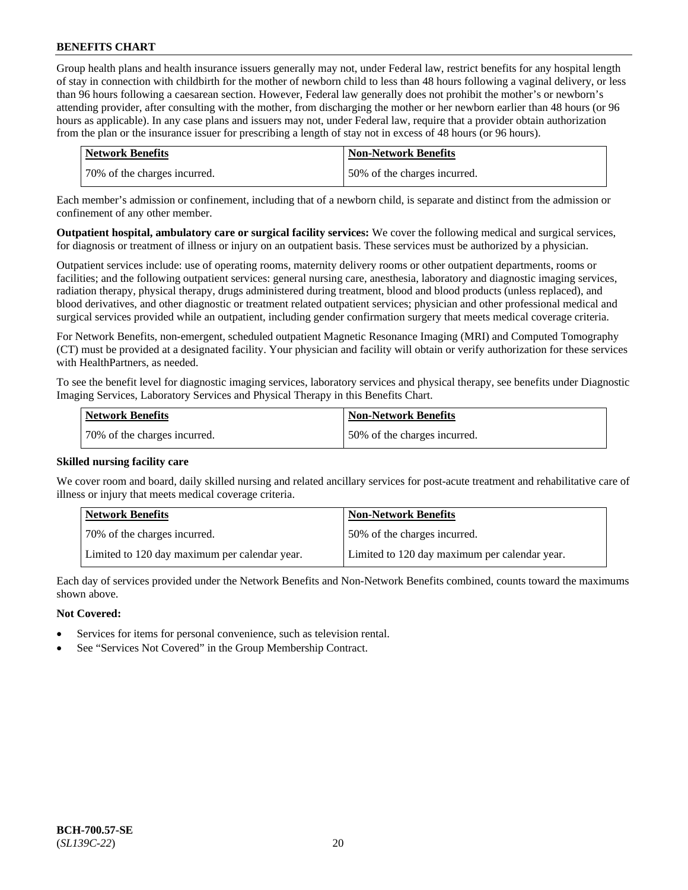Group health plans and health insurance issuers generally may not, under Federal law, restrict benefits for any hospital length of stay in connection with childbirth for the mother of newborn child to less than 48 hours following a vaginal delivery, or less than 96 hours following a caesarean section. However, Federal law generally does not prohibit the mother's or newborn's attending provider, after consulting with the mother, from discharging the mother or her newborn earlier than 48 hours (or 96 hours as applicable). In any case plans and issuers may not, under Federal law, require that a provider obtain authorization from the plan or the insurance issuer for prescribing a length of stay not in excess of 48 hours (or 96 hours).

| Network Benefits | Non-Network Benefits |
|---|---|
| 70% of the charges incurred. | 50% of the charges incurred. |

Each member's admission or confinement, including that of a newborn child, is separate and distinct from the admission or confinement of any other member.

**Outpatient hospital, ambulatory care or surgical facility services:** We cover the following medical and surgical services, for diagnosis or treatment of illness or injury on an outpatient basis. These services must be authorized by a physician.

Outpatient services include: use of operating rooms, maternity delivery rooms or other outpatient departments, rooms or facilities; and the following outpatient services: general nursing care, anesthesia, laboratory and diagnostic imaging services, radiation therapy, physical therapy, drugs administered during treatment, blood and blood products (unless replaced), and blood derivatives, and other diagnostic or treatment related outpatient services; physician and other professional medical and surgical services provided while an outpatient, including gender confirmation surgery that meets medical coverage criteria.

For Network Benefits, non-emergent, scheduled outpatient Magnetic Resonance Imaging (MRI) and Computed Tomography (CT) must be provided at a designated facility. Your physician and facility will obtain or verify authorization for these services with HealthPartners, as needed.

To see the benefit level for diagnostic imaging services, laboratory services and physical therapy, see benefits under Diagnostic Imaging Services, Laboratory Services and Physical Therapy in this Benefits Chart.

| Network Benefits | Non-Network Benefits |
|---|---|
| 70% of the charges incurred. | 50% of the charges incurred. |

**Skilled nursing facility care**

We cover room and board, daily skilled nursing and related ancillary services for post-acute treatment and rehabilitative care of illness or injury that meets medical coverage criteria.

| Network Benefits | Non-Network Benefits |
|---|---|
| 70% of the charges incurred. | 50% of the charges incurred. |
| Limited to 120 day maximum per calendar year. | Limited to 120 day maximum per calendar year. |

Each day of services provided under the Network Benefits and Non-Network Benefits combined, counts toward the maximums shown above.

**Not Covered:**

- Services for items for personal convenience, such as television rental.
- See "Services Not Covered" in the Group Membership Contract.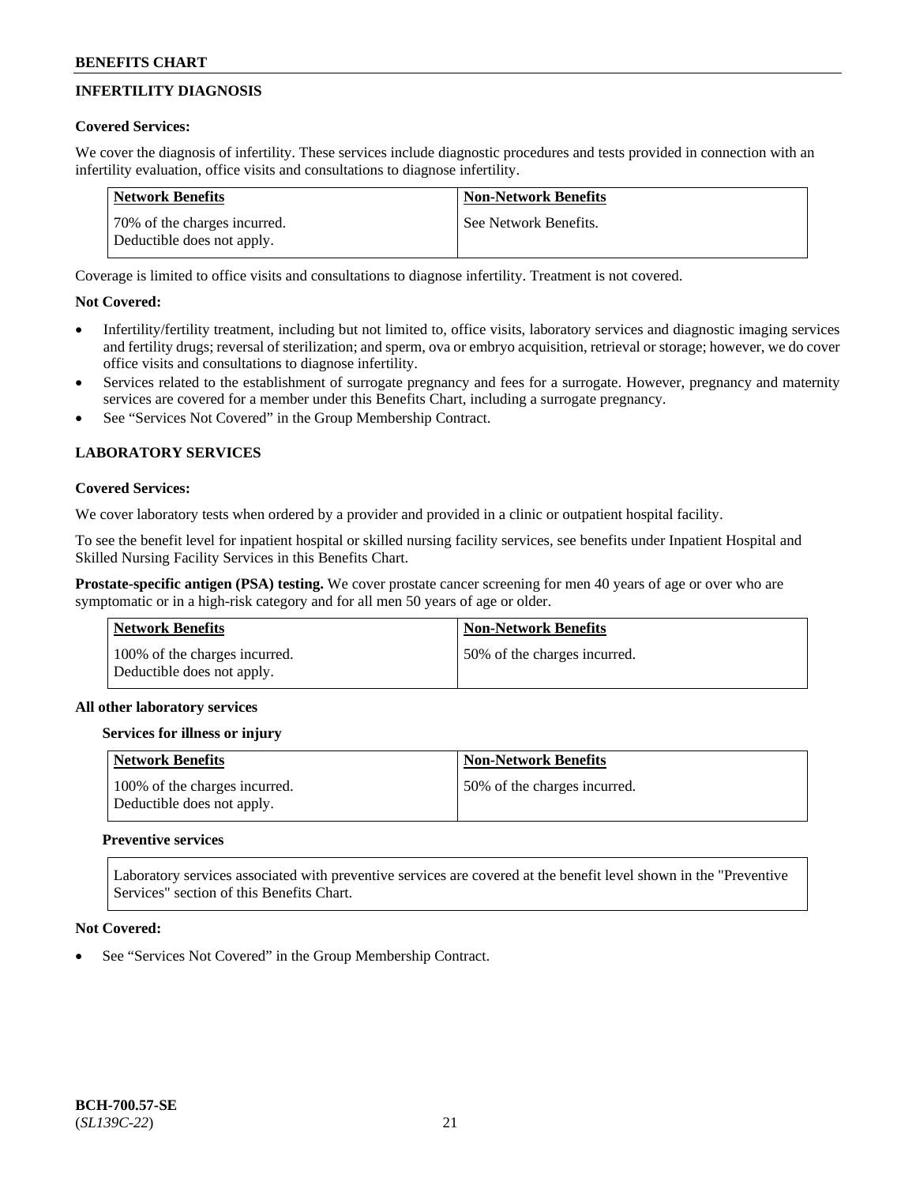## INFERTILITY DIAGNOSIS

**Covered Services:**

We cover the diagnosis of infertility. These services include diagnostic procedures and tests provided in connection with an infertility evaluation, office visits and consultations to diagnose infertility.

| Network Benefits | Non-Network Benefits |
|---|---|
| 70% of the charges incurred. Deductible does not apply. | See Network Benefits. |

Coverage is limited to office visits and consultations to diagnose infertility. Treatment is not covered.

**Not Covered:**

- Infertility/fertility treatment, including but not limited to, office visits, laboratory services and diagnostic imaging services and fertility drugs; reversal of sterilization; and sperm, ova or embryo acquisition, retrieval or storage; however, we do cover office visits and consultations to diagnose infertility.
- Services related to the establishment of surrogate pregnancy and fees for a surrogate. However, pregnancy and maternity services are covered for a member under this Benefits Chart, including a surrogate pregnancy.
- See "Services Not Covered" in the Group Membership Contract.

## LABORATORY SERVICES

**Covered Services:**

We cover laboratory tests when ordered by a provider and provided in a clinic or outpatient hospital facility.

To see the benefit level for inpatient hospital or skilled nursing facility services, see benefits under Inpatient Hospital and Skilled Nursing Facility Services in this Benefits Chart.

**Prostate-specific antigen (PSA) testing.** We cover prostate cancer screening for men 40 years of age or over who are symptomatic or in a high-risk category and for all men 50 years of age or older.

| Network Benefits | Non-Network Benefits |
|---|---|
| 100% of the charges incurred. Deductible does not apply. | 50% of the charges incurred. |

**All other laboratory services**

**Services for illness or injury**

| Network Benefits | Non-Network Benefits |
|---|---|
| 100% of the charges incurred. Deductible does not apply. | 50% of the charges incurred. |

**Preventive services**

Laboratory services associated with preventive services are covered at the benefit level shown in the "Preventive Services" section of this Benefits Chart.

**Not Covered:**

- See "Services Not Covered" in the Group Membership Contract.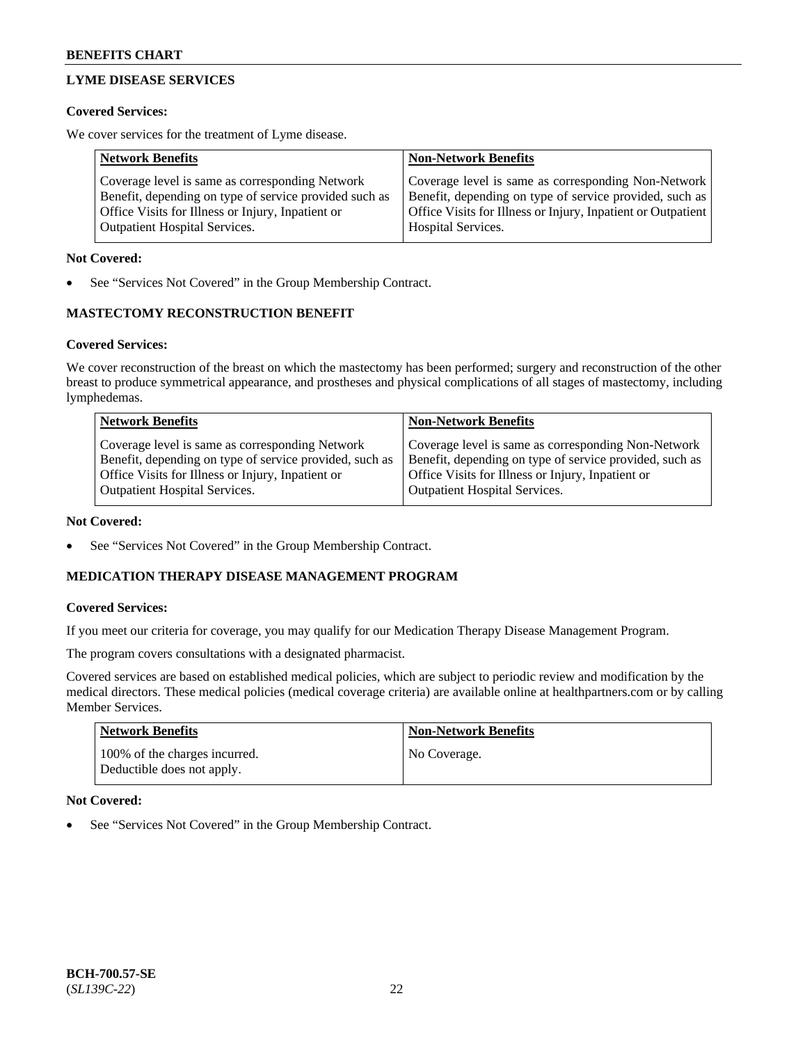## LYME DISEASE SERVICES

**Covered Services:**

We cover services for the treatment of Lyme disease.

| Network Benefits | Non-Network Benefits |
|---|---|
| Coverage level is same as corresponding Network Benefit, depending on type of service provided such as Office Visits for Illness or Injury, Inpatient or Outpatient Hospital Services. | Coverage level is same as corresponding Non-Network Benefit, depending on type of service provided, such as Office Visits for Illness or Injury, Inpatient or Outpatient Hospital Services. |

**Not Covered:**

- See "Services Not Covered" in the Group Membership Contract.

## MASTECTOMY RECONSTRUCTION BENEFIT

**Covered Services:**

We cover reconstruction of the breast on which the mastectomy has been performed; surgery and reconstruction of the other breast to produce symmetrical appearance, and prostheses and physical complications of all stages of mastectomy, including lymphedemas.

| Network Benefits | Non-Network Benefits |
|---|---|
| Coverage level is same as corresponding Network Benefit, depending on type of service provided, such as Office Visits for Illness or Injury, Inpatient or Outpatient Hospital Services. | Coverage level is same as corresponding Non-Network Benefit, depending on type of service provided, such as Office Visits for Illness or Injury, Inpatient or Outpatient Hospital Services. |

**Not Covered:**

- See "Services Not Covered" in the Group Membership Contract.

## MEDICATION THERAPY DISEASE MANAGEMENT PROGRAM

**Covered Services:**

If you meet our criteria for coverage, you may qualify for our Medication Therapy Disease Management Program.

The program covers consultations with a designated pharmacist.

Covered services are based on established medical policies, which are subject to periodic review and modification by the medical directors. These medical policies (medical coverage criteria) are available online at healthpartners.com or by calling Member Services.

| Network Benefits | Non-Network Benefits |
|---|---|
| 100% of the charges incurred. Deductible does not apply. | No Coverage. |

**Not Covered:**

- See "Services Not Covered" in the Group Membership Contract.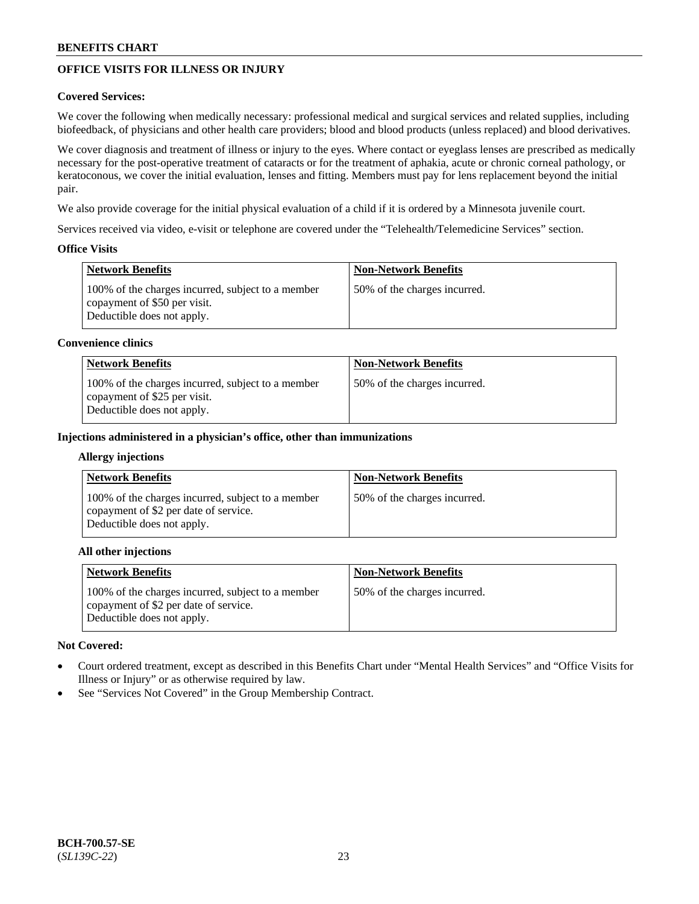## OFFICE VISITS FOR ILLNESS OR INJURY

**Covered Services:**

We cover the following when medically necessary: professional medical and surgical services and related supplies, including biofeedback, of physicians and other health care providers; blood and blood products (unless replaced) and blood derivatives.

We cover diagnosis and treatment of illness or injury to the eyes. Where contact or eyeglass lenses are prescribed as medically necessary for the post-operative treatment of cataracts or for the treatment of aphakia, acute or chronic corneal pathology, or keratoconous, we cover the initial evaluation, lenses and fitting. Members must pay for lens replacement beyond the initial pair.

We also provide coverage for the initial physical evaluation of a child if it is ordered by a Minnesota juvenile court.

Services received via video, e-visit or telephone are covered under the "Telehealth/Telemedicine Services" section.

**Office Visits**

| Network Benefits | Non-Network Benefits |
|---|---|
| 100% of the charges incurred, subject to a member copayment of $50 per visit. Deductible does not apply. | 50% of the charges incurred. |

**Convenience clinics**

| Network Benefits | Non-Network Benefits |
|---|---|
| 100% of the charges incurred, subject to a member copayment of $25 per visit. Deductible does not apply. | 50% of the charges incurred. |

**Injections administered in a physician's office, other than immunizations**

**Allergy injections**

| Network Benefits | Non-Network Benefits |
|---|---|
| 100% of the charges incurred, subject to a member copayment of $2 per date of service. Deductible does not apply. | 50% of the charges incurred. |

**All other injections**

| Network Benefits | Non-Network Benefits |
|---|---|
| 100% of the charges incurred, subject to a member copayment of $2 per date of service. Deductible does not apply. | 50% of the charges incurred. |

**Not Covered:**

- Court ordered treatment, except as described in this Benefits Chart under "Mental Health Services" and "Office Visits for Illness or Injury" or as otherwise required by law.
- See "Services Not Covered" in the Group Membership Contract.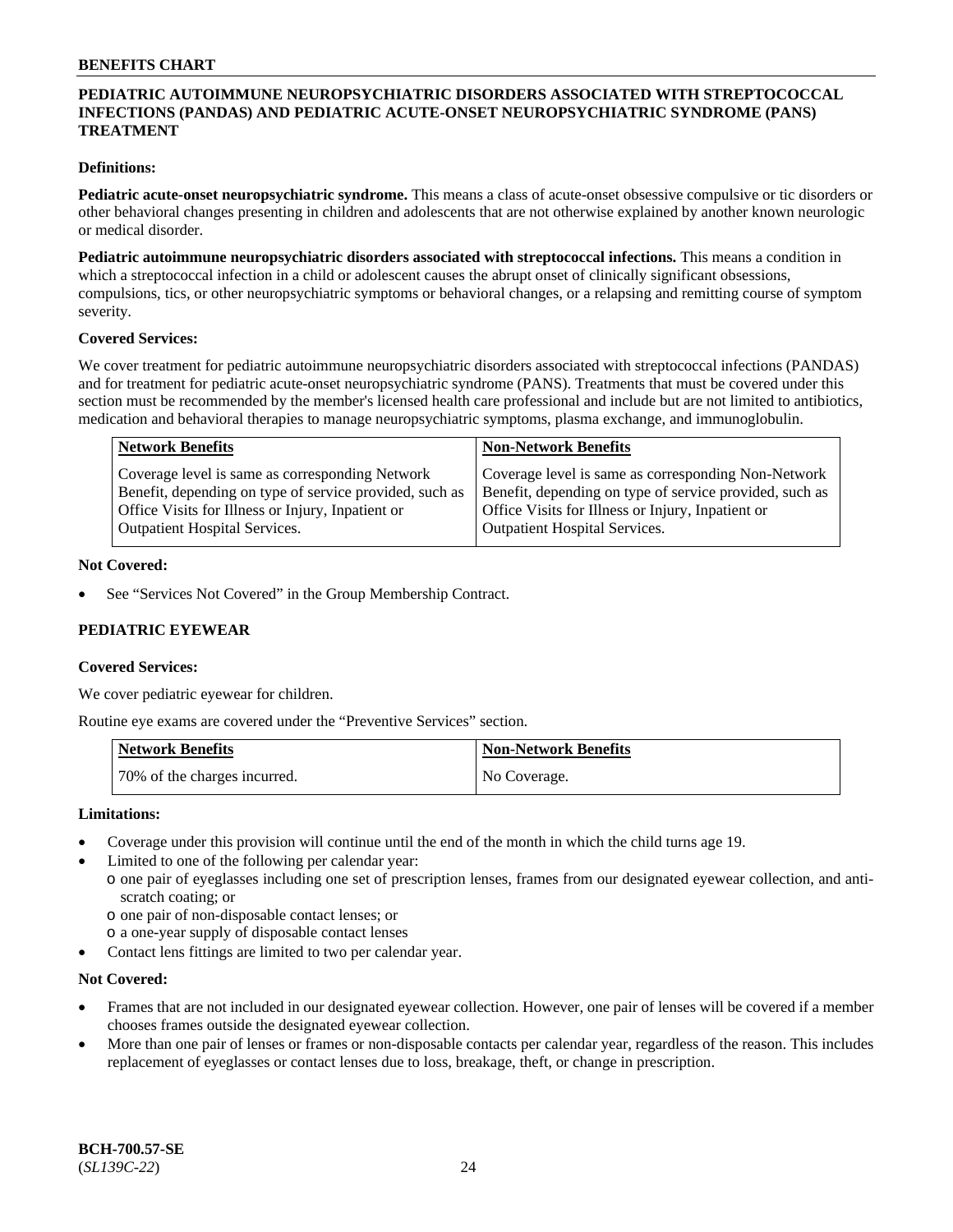## PEDIATRIC AUTOIMMUNE NEUROPSYCHIATRIC DISORDERS ASSOCIATED WITH STREPTOCOCCAL INFECTIONS (PANDAS) AND PEDIATRIC ACUTE-ONSET NEUROPSYCHIATRIC SYNDROME (PANS) TREATMENT

**Definitions:**

**Pediatric acute-onset neuropsychiatric syndrome.** This means a class of acute-onset obsessive compulsive or tic disorders or other behavioral changes presenting in children and adolescents that are not otherwise explained by another known neurologic or medical disorder.

**Pediatric autoimmune neuropsychiatric disorders associated with streptococcal infections.** This means a condition in which a streptococcal infection in a child or adolescent causes the abrupt onset of clinically significant obsessions, compulsions, tics, or other neuropsychiatric symptoms or behavioral changes, or a relapsing and remitting course of symptom severity.

**Covered Services:**

We cover treatment for pediatric autoimmune neuropsychiatric disorders associated with streptococcal infections (PANDAS) and for treatment for pediatric acute-onset neuropsychiatric syndrome (PANS). Treatments that must be covered under this section must be recommended by the member's licensed health care professional and include but are not limited to antibiotics, medication and behavioral therapies to manage neuropsychiatric symptoms, plasma exchange, and immunoglobulin.

| Network Benefits | Non-Network Benefits |
|---|---|
| Coverage level is same as corresponding Network Benefit, depending on type of service provided, such as Office Visits for Illness or Injury, Inpatient or Outpatient Hospital Services. | Coverage level is same as corresponding Non-Network Benefit, depending on type of service provided, such as Office Visits for Illness or Injury, Inpatient or Outpatient Hospital Services. |

**Not Covered:**

- See "Services Not Covered" in the Group Membership Contract.

## PEDIATRIC EYEWEAR

**Covered Services:**

We cover pediatric eyewear for children.

Routine eye exams are covered under the "Preventive Services" section.

| Network Benefits | Non-Network Benefits |
|---|---|
| 70% of the charges incurred. | No Coverage. |

**Limitations:**

- Coverage under this provision will continue until the end of the month in which the child turns age 19.
- Limited to one of the following per calendar year:
  - one pair of eyeglasses including one set of prescription lenses, frames from our designated eyewear collection, and anti-scratch coating; or
  - one pair of non-disposable contact lenses; or
  - a one-year supply of disposable contact lenses
- Contact lens fittings are limited to two per calendar year.

**Not Covered:**

- Frames that are not included in our designated eyewear collection. However, one pair of lenses will be covered if a member chooses frames outside the designated eyewear collection.
- More than one pair of lenses or frames or non-disposable contacts per calendar year, regardless of the reason. This includes replacement of eyeglasses or contact lenses due to loss, breakage, theft, or change in prescription.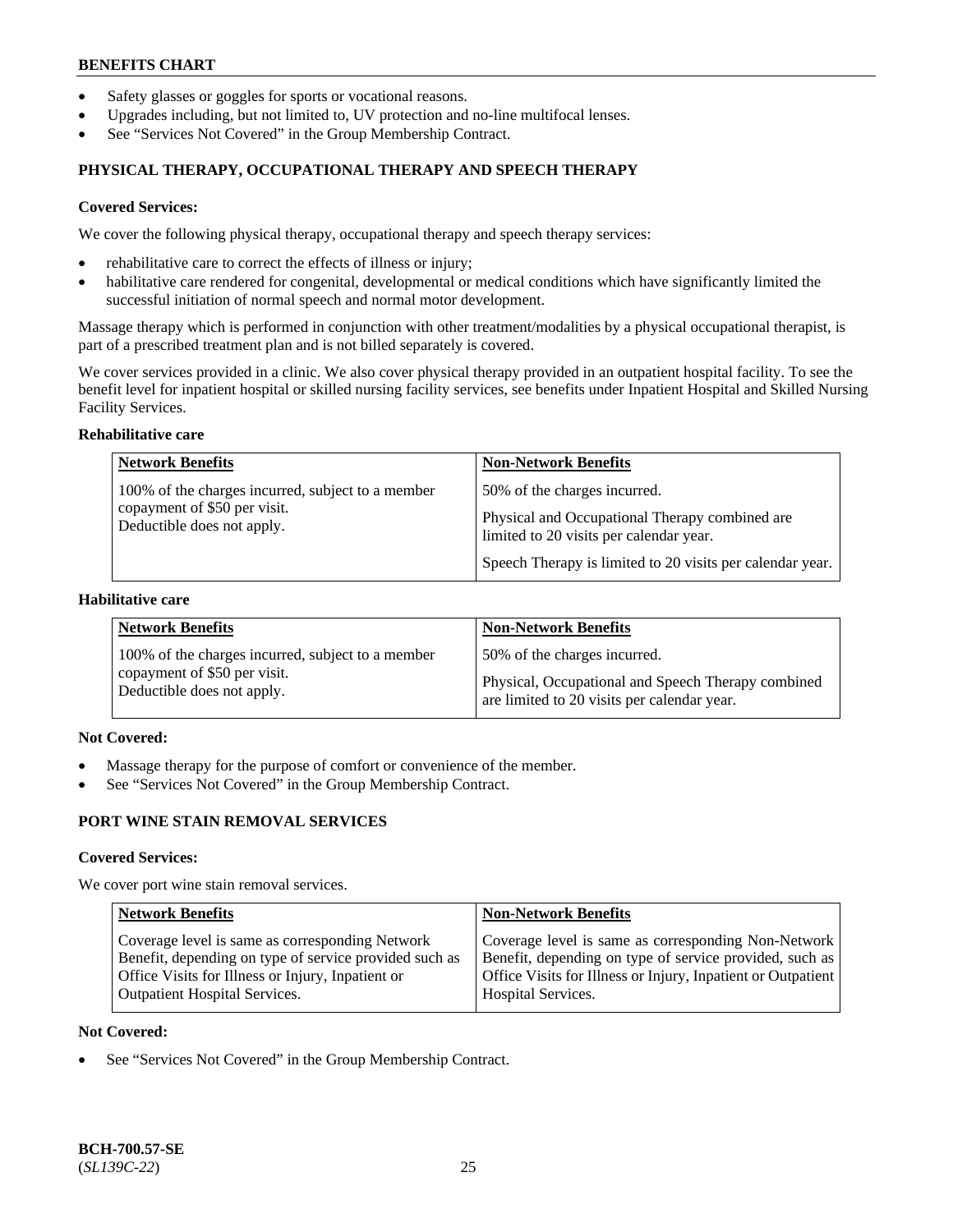- Safety glasses or goggles for sports or vocational reasons.
- Upgrades including, but not limited to, UV protection and no-line multifocal lenses.
- See "Services Not Covered" in the Group Membership Contract.

## PHYSICAL THERAPY, OCCUPATIONAL THERAPY AND SPEECH THERAPY

**Covered Services:**

We cover the following physical therapy, occupational therapy and speech therapy services:

- rehabilitative care to correct the effects of illness or injury;
- habilitative care rendered for congenital, developmental or medical conditions which have significantly limited the successful initiation of normal speech and normal motor development.

Massage therapy which is performed in conjunction with other treatment/modalities by a physical occupational therapist, is part of a prescribed treatment plan and is not billed separately is covered.

We cover services provided in a clinic. We also cover physical therapy provided in an outpatient hospital facility. To see the benefit level for inpatient hospital or skilled nursing facility services, see benefits under Inpatient Hospital and Skilled Nursing Facility Services.

**Rehabilitative care**

| Network Benefits | Non-Network Benefits |
|---|---|
| 100% of the charges incurred, subject to a member copayment of $50 per visit. Deductible does not apply. | 50% of the charges incurred. Physical and Occupational Therapy combined are limited to 20 visits per calendar year. Speech Therapy is limited to 20 visits per calendar year. |

**Habilitative care**

| Network Benefits | Non-Network Benefits |
|---|---|
| 100% of the charges incurred, subject to a member copayment of $50 per visit. Deductible does not apply. | 50% of the charges incurred. Physical, Occupational and Speech Therapy combined are limited to 20 visits per calendar year. |

**Not Covered:**

- Massage therapy for the purpose of comfort or convenience of the member.
- See "Services Not Covered" in the Group Membership Contract.

## PORT WINE STAIN REMOVAL SERVICES

**Covered Services:**

We cover port wine stain removal services.

| Network Benefits | Non-Network Benefits |
|---|---|
| Coverage level is same as corresponding Network Benefit, depending on type of service provided such as Office Visits for Illness or Injury, Inpatient or Outpatient Hospital Services. | Coverage level is same as corresponding Non-Network Benefit, depending on type of service provided, such as Office Visits for Illness or Injury, Inpatient or Outpatient Hospital Services. |

**Not Covered:**

- See "Services Not Covered" in the Group Membership Contract.

**BCH-700.57-SE**
(*SL139C-22*)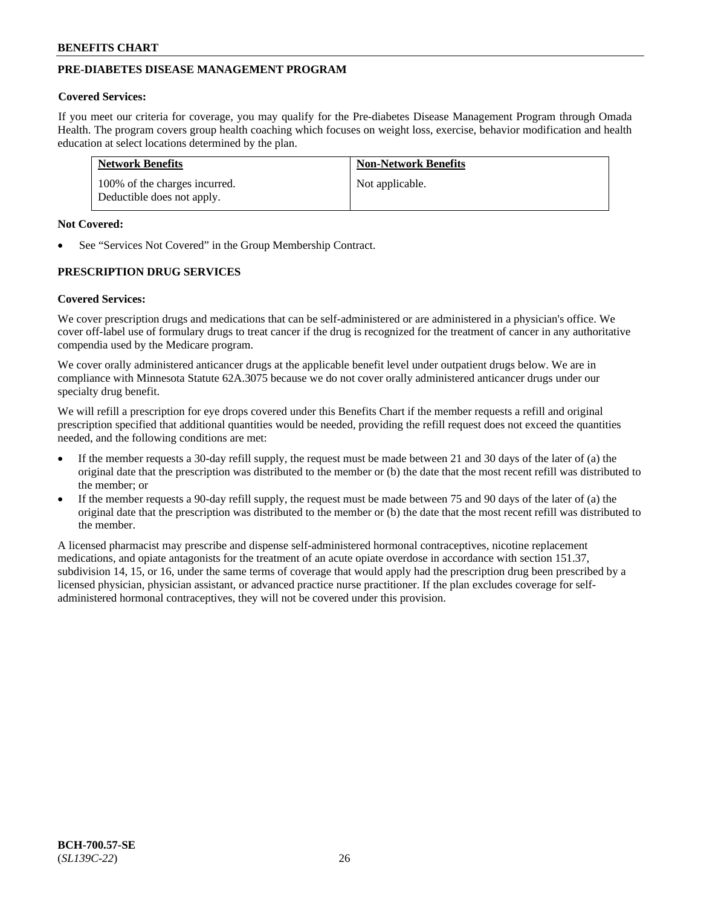## PRE-DIABETES DISEASE MANAGEMENT PROGRAM

**Covered Services:**

If you meet our criteria for coverage, you may qualify for the Pre-diabetes Disease Management Program through Omada Health. The program covers group health coaching which focuses on weight loss, exercise, behavior modification and health education at select locations determined by the plan.

| Network Benefits | Non-Network Benefits |
|---|---|
| 100% of the charges incurred.<br>Deductible does not apply. | Not applicable. |

**Not Covered:**

- See "Services Not Covered" in the Group Membership Contract.

## PRESCRIPTION DRUG SERVICES

**Covered Services:**

We cover prescription drugs and medications that can be self-administered or are administered in a physician's office. We cover off-label use of formulary drugs to treat cancer if the drug is recognized for the treatment of cancer in any authoritative compendia used by the Medicare program.

We cover orally administered anticancer drugs at the applicable benefit level under outpatient drugs below. We are in compliance with Minnesota Statute 62A.3075 because we do not cover orally administered anticancer drugs under our specialty drug benefit.

We will refill a prescription for eye drops covered under this Benefits Chart if the member requests a refill and original prescription specified that additional quantities would be needed, providing the refill request does not exceed the quantities needed, and the following conditions are met:

- If the member requests a 30-day refill supply, the request must be made between 21 and 30 days of the later of (a) the original date that the prescription was distributed to the member or (b) the date that the most recent refill was distributed to the member; or
- If the member requests a 90-day refill supply, the request must be made between 75 and 90 days of the later of (a) the original date that the prescription was distributed to the member or (b) the date that the most recent refill was distributed to the member.

A licensed pharmacist may prescribe and dispense self-administered hormonal contraceptives, nicotine replacement medications, and opiate antagonists for the treatment of an acute opiate overdose in accordance with section 151.37, subdivision 14, 15, or 16, under the same terms of coverage that would apply had the prescription drug been prescribed by a licensed physician, physician assistant, or advanced practice nurse practitioner. If the plan excludes coverage for self-administered hormonal contraceptives, they will not be covered under this provision.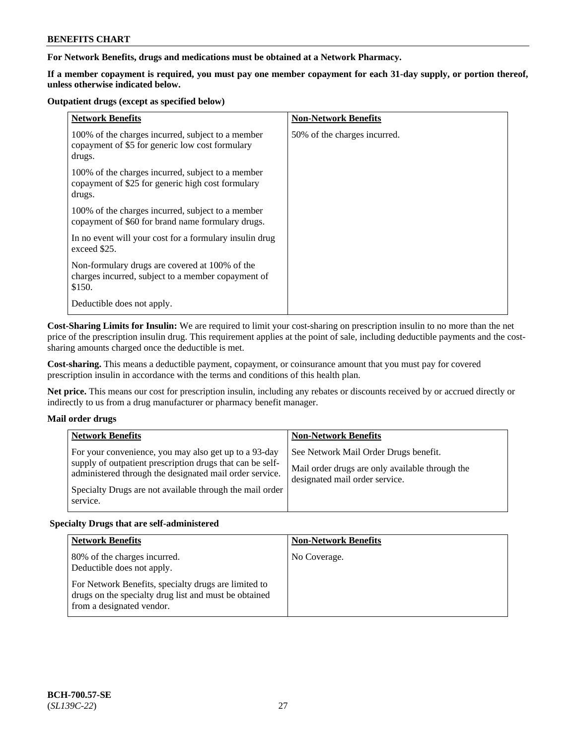**For Network Benefits, drugs and medications must be obtained at a Network Pharmacy.**

**If a member copayment is required, you must pay one member copayment for each 31-day supply, or portion thereof, unless otherwise indicated below.**

**Outpatient drugs (except as specified below)**

| Network Benefits | Non-Network Benefits |
|---|---|
| 100% of the charges incurred, subject to a member copayment of $5 for generic low cost formulary drugs.<br><br>100% of the charges incurred, subject to a member copayment of $25 for generic high cost formulary drugs.<br><br>100% of the charges incurred, subject to a member copayment of $60 for brand name formulary drugs.<br><br>In no event will your cost for a formulary insulin drug exceed $25.<br><br>Non-formulary drugs are covered at 100% of the charges incurred, subject to a member copayment of $150.<br><br>Deductible does not apply. | 50% of the charges incurred. |

**Cost-Sharing Limits for Insulin:** We are required to limit your cost-sharing on prescription insulin to no more than the net price of the prescription insulin drug. This requirement applies at the point of sale, including deductible payments and the cost-sharing amounts charged once the deductible is met.

**Cost-sharing.** This means a deductible payment, copayment, or coinsurance amount that you must pay for covered prescription insulin in accordance with the terms and conditions of this health plan.

**Net price.** This means our cost for prescription insulin, including any rebates or discounts received by or accrued directly or indirectly to us from a drug manufacturer or pharmacy benefit manager.

**Mail order drugs**

| Network Benefits | Non-Network Benefits |
|---|---|
| For your convenience, you may also get up to a 93-day supply of outpatient prescription drugs that can be self-administered through the designated mail order service.<br><br>Specialty Drugs are not available through the mail order service. | See Network Mail Order Drugs benefit.<br><br>Mail order drugs are only available through the designated mail order service. |

**Specialty Drugs that are self-administered**

| Network Benefits | Non-Network Benefits |
|---|---|
| 80% of the charges incurred.<br>Deductible does not apply.<br><br>For Network Benefits, specialty drugs are limited to drugs on the specialty drug list and must be obtained from a designated vendor. | No Coverage. |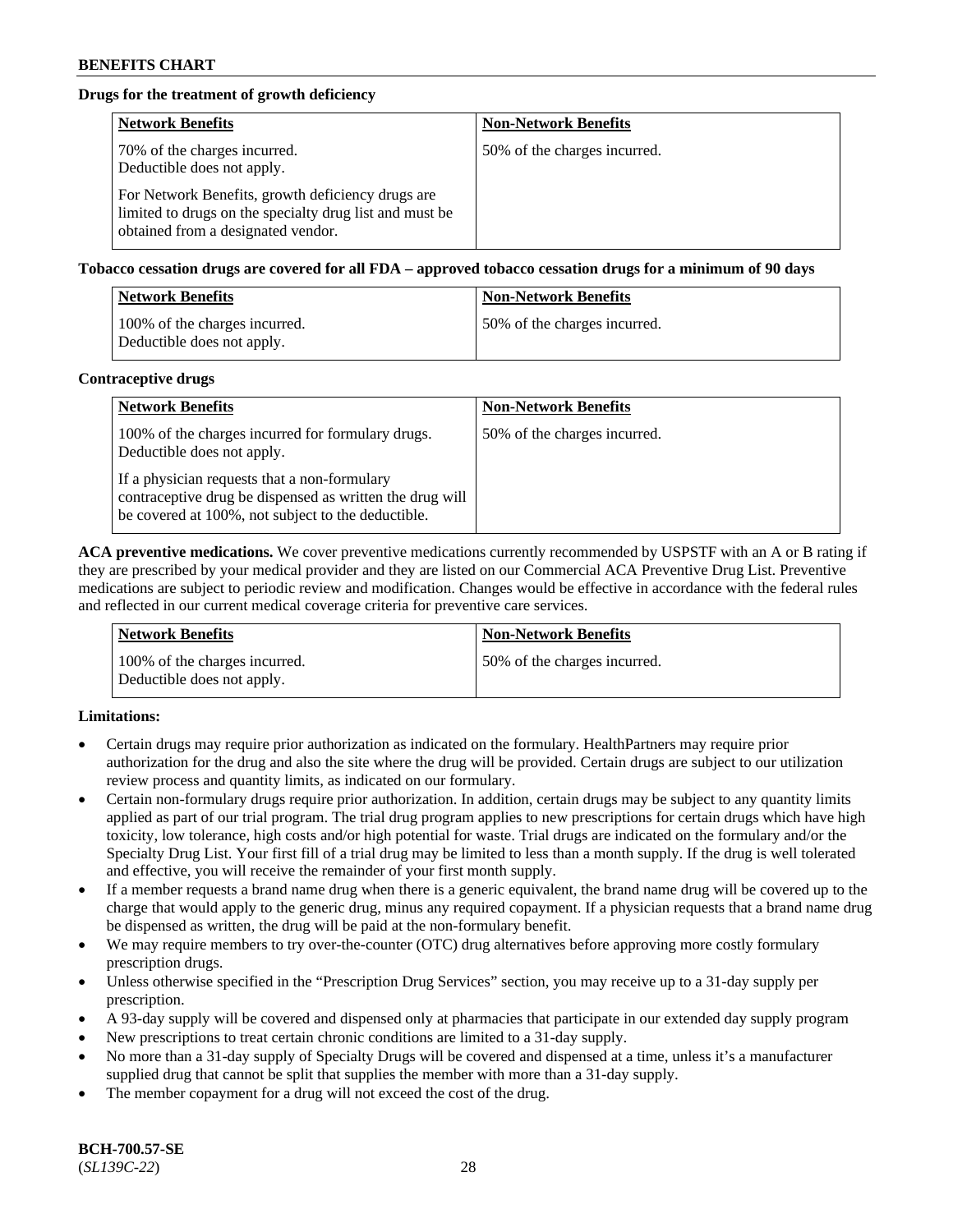**Drugs for the treatment of growth deficiency**

| Network Benefits | Non-Network Benefits |
|---|---|
| 70% of the charges incurred. Deductible does not apply. For Network Benefits, growth deficiency drugs are limited to drugs on the specialty drug list and must be obtained from a designated vendor. | 50% of the charges incurred. |

**Tobacco cessation drugs are covered for all FDA – approved tobacco cessation drugs for a minimum of 90 days**

| Network Benefits | Non-Network Benefits |
|---|---|
| 100% of the charges incurred. Deductible does not apply. | 50% of the charges incurred. |

**Contraceptive drugs**

| Network Benefits | Non-Network Benefits |
|---|---|
| 100% of the charges incurred for formulary drugs. Deductible does not apply. If a physician requests that a non-formulary contraceptive drug be dispensed as written the drug will be covered at 100%, not subject to the deductible. | 50% of the charges incurred. |

**ACA preventive medications.** We cover preventive medications currently recommended by USPSTF with an A or B rating if they are prescribed by your medical provider and they are listed on our Commercial ACA Preventive Drug List. Preventive medications are subject to periodic review and modification. Changes would be effective in accordance with the federal rules and reflected in our current medical coverage criteria for preventive care services.

| Network Benefits | Non-Network Benefits |
|---|---|
| 100% of the charges incurred. Deductible does not apply. | 50% of the charges incurred. |

**Limitations:**

- Certain drugs may require prior authorization as indicated on the formulary. HealthPartners may require prior authorization for the drug and also the site where the drug will be provided. Certain drugs are subject to our utilization review process and quantity limits, as indicated on our formulary.
- Certain non-formulary drugs require prior authorization. In addition, certain drugs may be subject to any quantity limits applied as part of our trial program. The trial drug program applies to new prescriptions for certain drugs which have high toxicity, low tolerance, high costs and/or high potential for waste. Trial drugs are indicated on the formulary and/or the Specialty Drug List. Your first fill of a trial drug may be limited to less than a month supply. If the drug is well tolerated and effective, you will receive the remainder of your first month supply.
- If a member requests a brand name drug when there is a generic equivalent, the brand name drug will be covered up to the charge that would apply to the generic drug, minus any required copayment. If a physician requests that a brand name drug be dispensed as written, the drug will be paid at the non-formulary benefit.
- We may require members to try over-the-counter (OTC) drug alternatives before approving more costly formulary prescription drugs.
- Unless otherwise specified in the "Prescription Drug Services" section, you may receive up to a 31-day supply per prescription.
- A 93-day supply will be covered and dispensed only at pharmacies that participate in our extended day supply program
- New prescriptions to treat certain chronic conditions are limited to a 31-day supply.
- No more than a 31-day supply of Specialty Drugs will be covered and dispensed at a time, unless it's a manufacturer supplied drug that cannot be split that supplies the member with more than a 31-day supply.
- The member copayment for a drug will not exceed the cost of the drug.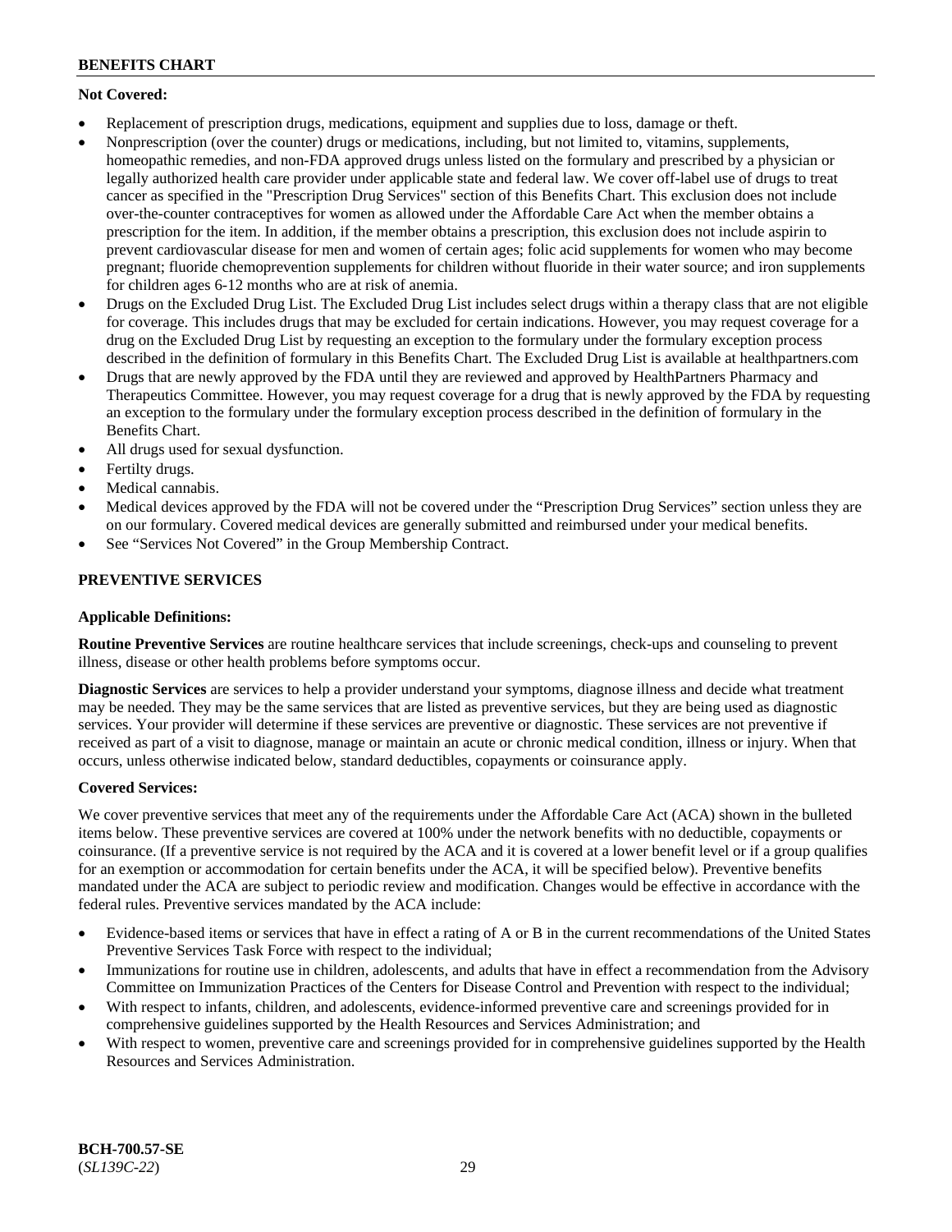**Not Covered:**

- Replacement of prescription drugs, medications, equipment and supplies due to loss, damage or theft.
- Nonprescription (over the counter) drugs or medications, including, but not limited to, vitamins, supplements, homeopathic remedies, and non-FDA approved drugs unless listed on the formulary and prescribed by a physician or legally authorized health care provider under applicable state and federal law. We cover off-label use of drugs to treat cancer as specified in the "Prescription Drug Services" section of this Benefits Chart. This exclusion does not include over-the-counter contraceptives for women as allowed under the Affordable Care Act when the member obtains a prescription for the item. In addition, if the member obtains a prescription, this exclusion does not include aspirin to prevent cardiovascular disease for men and women of certain ages; folic acid supplements for women who may become pregnant; fluoride chemoprevention supplements for children without fluoride in their water source; and iron supplements for children ages 6-12 months who are at risk of anemia.
- Drugs on the Excluded Drug List. The Excluded Drug List includes select drugs within a therapy class that are not eligible for coverage. This includes drugs that may be excluded for certain indications. However, you may request coverage for a drug on the Excluded Drug List by requesting an exception to the formulary under the formulary exception process described in the definition of formulary in this Benefits Chart. The Excluded Drug List is available at healthpartners.com
- Drugs that are newly approved by the FDA until they are reviewed and approved by HealthPartners Pharmacy and Therapeutics Committee. However, you may request coverage for a drug that is newly approved by the FDA by requesting an exception to the formulary under the formulary exception process described in the definition of formulary in the Benefits Chart.
- All drugs used for sexual dysfunction.
- Fertilty drugs.
- Medical cannabis.
- Medical devices approved by the FDA will not be covered under the "Prescription Drug Services" section unless they are on our formulary. Covered medical devices are generally submitted and reimbursed under your medical benefits.
- See "Services Not Covered" in the Group Membership Contract.

## PREVENTIVE SERVICES

**Applicable Definitions:**

**Routine Preventive Services** are routine healthcare services that include screenings, check-ups and counseling to prevent illness, disease or other health problems before symptoms occur.

**Diagnostic Services** are services to help a provider understand your symptoms, diagnose illness and decide what treatment may be needed. They may be the same services that are listed as preventive services, but they are being used as diagnostic services. Your provider will determine if these services are preventive or diagnostic. These services are not preventive if received as part of a visit to diagnose, manage or maintain an acute or chronic medical condition, illness or injury. When that occurs, unless otherwise indicated below, standard deductibles, copayments or coinsurance apply.

**Covered Services:**

We cover preventive services that meet any of the requirements under the Affordable Care Act (ACA) shown in the bulleted items below. These preventive services are covered at 100% under the network benefits with no deductible, copayments or coinsurance. (If a preventive service is not required by the ACA and it is covered at a lower benefit level or if a group qualifies for an exemption or accommodation for certain benefits under the ACA, it will be specified below). Preventive benefits mandated under the ACA are subject to periodic review and modification. Changes would be effective in accordance with the federal rules. Preventive services mandated by the ACA include:

- Evidence-based items or services that have in effect a rating of A or B in the current recommendations of the United States Preventive Services Task Force with respect to the individual;
- Immunizations for routine use in children, adolescents, and adults that have in effect a recommendation from the Advisory Committee on Immunization Practices of the Centers for Disease Control and Prevention with respect to the individual;
- With respect to infants, children, and adolescents, evidence-informed preventive care and screenings provided for in comprehensive guidelines supported by the Health Resources and Services Administration; and
- With respect to women, preventive care and screenings provided for in comprehensive guidelines supported by the Health Resources and Services Administration.

**BCH-700.57-SE**
(*SL139C-22*)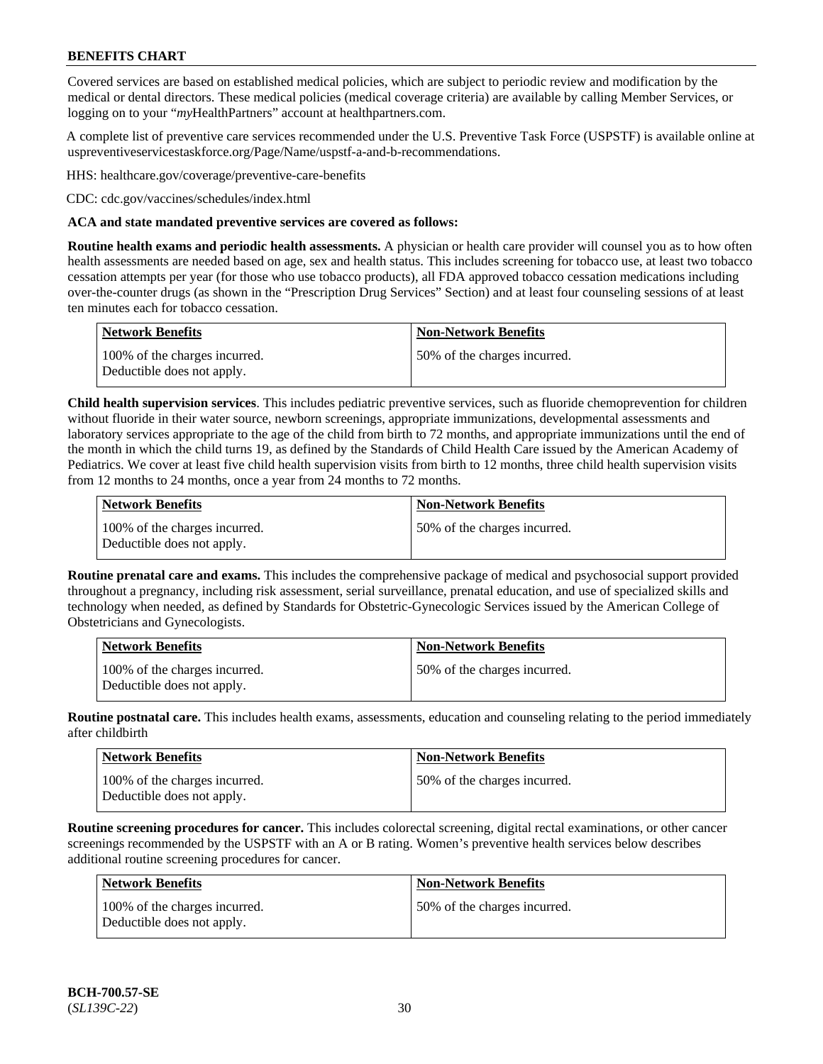Covered services are based on established medical policies, which are subject to periodic review and modification by the medical or dental directors. These medical policies (medical coverage criteria) are available by calling Member Services, or logging on to your "*my*HealthPartners" account at healthpartners.com.

A complete list of preventive care services recommended under the U.S. Preventive Task Force (USPSTF) is available online at uspreventiveservicestaskforce.org/Page/Name/uspstf-a-and-b-recommendations.

HHS: healthcare.gov/coverage/preventive-care-benefits

CDC: cdc.gov/vaccines/schedules/index.html

**ACA and state mandated preventive services are covered as follows:**

**Routine health exams and periodic health assessments.** A physician or health care provider will counsel you as to how often health assessments are needed based on age, sex and health status. This includes screening for tobacco use, at least two tobacco cessation attempts per year (for those who use tobacco products), all FDA approved tobacco cessation medications including over-the-counter drugs (as shown in the "Prescription Drug Services" Section) and at least four counseling sessions of at least ten minutes each for tobacco cessation.

| Network Benefits | Non-Network Benefits |
|---|---|
| 100% of the charges incurred. Deductible does not apply. | 50% of the charges incurred. |

**Child health supervision services**. This includes pediatric preventive services, such as fluoride chemoprevention for children without fluoride in their water source, newborn screenings, appropriate immunizations, developmental assessments and laboratory services appropriate to the age of the child from birth to 72 months, and appropriate immunizations until the end of the month in which the child turns 19, as defined by the Standards of Child Health Care issued by the American Academy of Pediatrics. We cover at least five child health supervision visits from birth to 12 months, three child health supervision visits from 12 months to 24 months, once a year from 24 months to 72 months.

| Network Benefits | Non-Network Benefits |
|---|---|
| 100% of the charges incurred. Deductible does not apply. | 50% of the charges incurred. |

**Routine prenatal care and exams.** This includes the comprehensive package of medical and psychosocial support provided throughout a pregnancy, including risk assessment, serial surveillance, prenatal education, and use of specialized skills and technology when needed, as defined by Standards for Obstetric-Gynecologic Services issued by the American College of Obstetricians and Gynecologists.

| Network Benefits | Non-Network Benefits |
|---|---|
| 100% of the charges incurred. Deductible does not apply. | 50% of the charges incurred. |

**Routine postnatal care.** This includes health exams, assessments, education and counseling relating to the period immediately after childbirth

| Network Benefits | Non-Network Benefits |
|---|---|
| 100% of the charges incurred. Deductible does not apply. | 50% of the charges incurred. |

**Routine screening procedures for cancer.** This includes colorectal screening, digital rectal examinations, or other cancer screenings recommended by the USPSTF with an A or B rating. Women's preventive health services below describes additional routine screening procedures for cancer.

| Network Benefits | Non-Network Benefits |
|---|---|
| 100% of the charges incurred. Deductible does not apply. | 50% of the charges incurred. |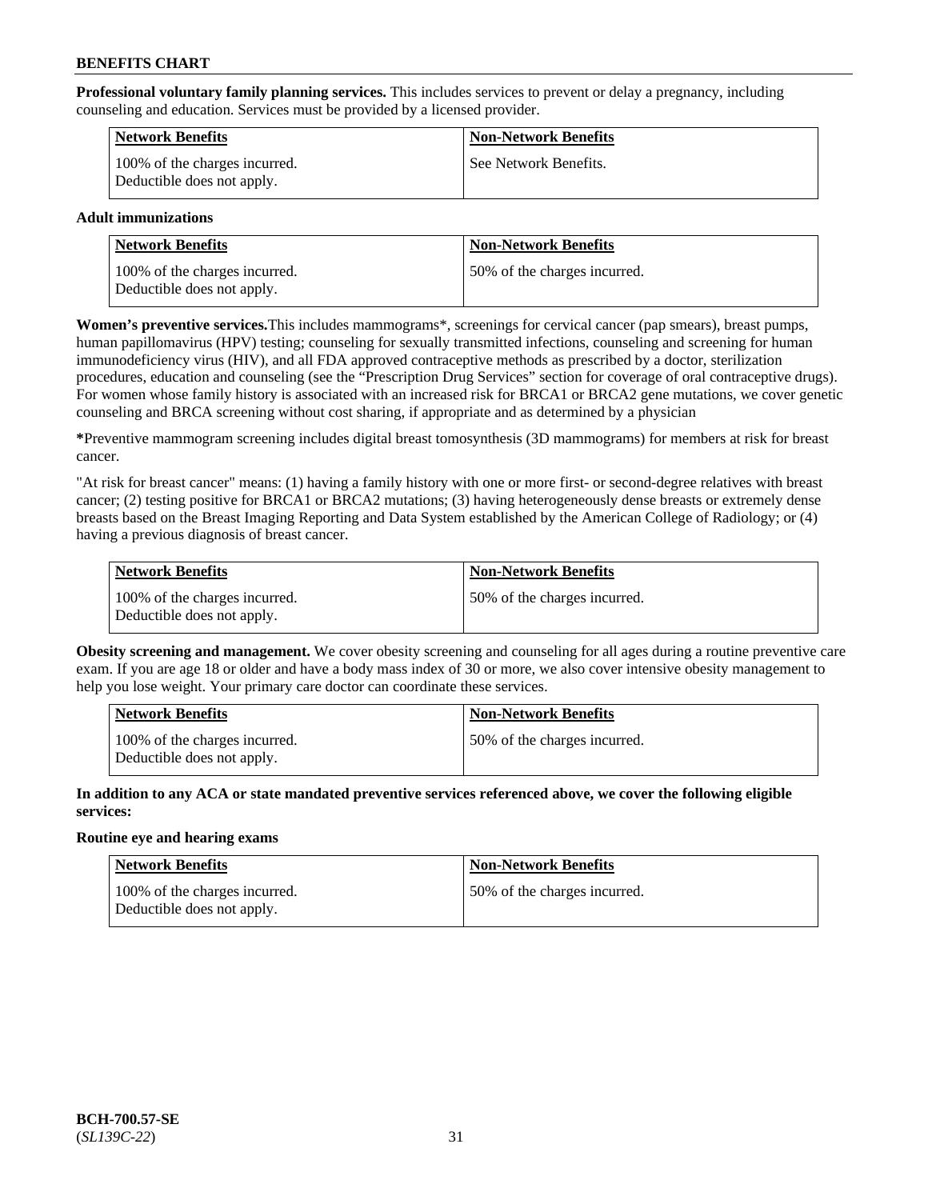**Professional voluntary family planning services.** This includes services to prevent or delay a pregnancy, including counseling and education. Services must be provided by a licensed provider.

| Network Benefits | Non-Network Benefits |
|---|---|
| 100% of the charges incurred. Deductible does not apply. | See Network Benefits. |

**Adult immunizations**

| Network Benefits | Non-Network Benefits |
|---|---|
| 100% of the charges incurred. Deductible does not apply. | 50% of the charges incurred. |

**Women's preventive services.**This includes mammograms*, screenings for cervical cancer (pap smears), breast pumps, human papillomavirus (HPV) testing; counseling for sexually transmitted infections, counseling and screening for human immunodeficiency virus (HIV), and all FDA approved contraceptive methods as prescribed by a doctor, sterilization procedures, education and counseling (see the "Prescription Drug Services" section for coverage of oral contraceptive drugs). For women whose family history is associated with an increased risk for BRCA1 or BRCA2 gene mutations, we cover genetic counseling and BRCA screening without cost sharing, if appropriate and as determined by a physician

**\***Preventive mammogram screening includes digital breast tomosynthesis (3D mammograms) for members at risk for breast cancer.

"At risk for breast cancer" means: (1) having a family history with one or more first- or second-degree relatives with breast cancer; (2) testing positive for BRCA1 or BRCA2 mutations; (3) having heterogeneously dense breasts or extremely dense breasts based on the Breast Imaging Reporting and Data System established by the American College of Radiology; or (4) having a previous diagnosis of breast cancer.

| Network Benefits | Non-Network Benefits |
|---|---|
| 100% of the charges incurred. Deductible does not apply. | 50% of the charges incurred. |

**Obesity screening and management.** We cover obesity screening and counseling for all ages during a routine preventive care exam. If you are age 18 or older and have a body mass index of 30 or more, we also cover intensive obesity management to help you lose weight. Your primary care doctor can coordinate these services.

| Network Benefits | Non-Network Benefits |
|---|---|
| 100% of the charges incurred. Deductible does not apply. | 50% of the charges incurred. |

**In addition to any ACA or state mandated preventive services referenced above, we cover the following eligible services:**

**Routine eye and hearing exams**

| Network Benefits | Non-Network Benefits |
|---|---|
| 100% of the charges incurred. Deductible does not apply. | 50% of the charges incurred. |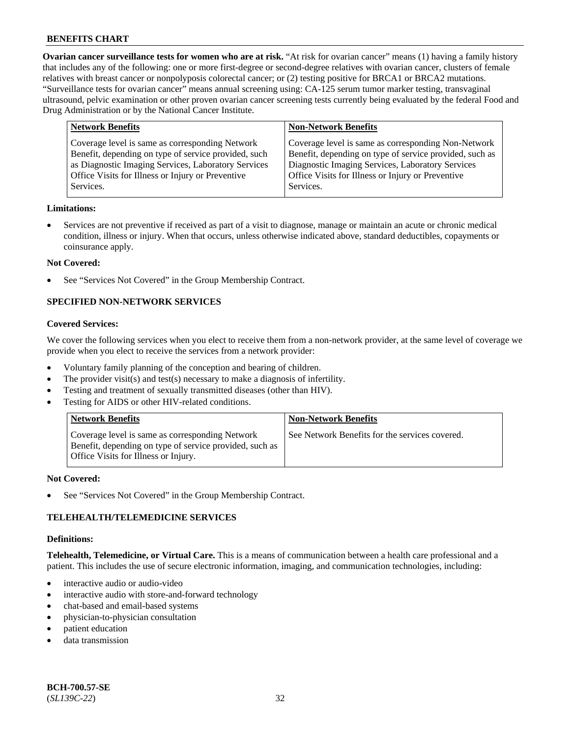**Ovarian cancer surveillance tests for women who are at risk.** "At risk for ovarian cancer" means (1) having a family history that includes any of the following: one or more first-degree or second-degree relatives with ovarian cancer, clusters of female relatives with breast cancer or nonpolyposis colorectal cancer; or (2) testing positive for BRCA1 or BRCA2 mutations. "Surveillance tests for ovarian cancer" means annual screening using: CA-125 serum tumor marker testing, transvaginal ultrasound, pelvic examination or other proven ovarian cancer screening tests currently being evaluated by the federal Food and Drug Administration or by the National Cancer Institute.

| Network Benefits | Non-Network Benefits |
|---|---|
| Coverage level is same as corresponding Network Benefit, depending on type of service provided, such as Diagnostic Imaging Services, Laboratory Services Office Visits for Illness or Injury or Preventive Services. | Coverage level is same as corresponding Non-Network Benefit, depending on type of service provided, such as Diagnostic Imaging Services, Laboratory Services Office Visits for Illness or Injury or Preventive Services. |

**Limitations:**

- Services are not preventive if received as part of a visit to diagnose, manage or maintain an acute or chronic medical condition, illness or injury. When that occurs, unless otherwise indicated above, standard deductibles, copayments or coinsurance apply.

**Not Covered:**

- See "Services Not Covered" in the Group Membership Contract.

### SPECIFIED NON-NETWORK SERVICES

**Covered Services:**

We cover the following services when you elect to receive them from a non-network provider, at the same level of coverage we provide when you elect to receive the services from a network provider:

- Voluntary family planning of the conception and bearing of children.
- The provider visit(s) and test(s) necessary to make a diagnosis of infertility.
- Testing and treatment of sexually transmitted diseases (other than HIV).
- Testing for AIDS or other HIV-related conditions.

| Network Benefits | Non-Network Benefits |
|---|---|
| Coverage level is same as corresponding Network Benefit, depending on type of service provided, such as Office Visits for Illness or Injury. | See Network Benefits for the services covered. |

**Not Covered:**

- See "Services Not Covered" in the Group Membership Contract.

### TELEHEALTH/TELEMEDICINE SERVICES

**Definitions:**

**Telehealth, Telemedicine, or Virtual Care.** This is a means of communication between a health care professional and a patient. This includes the use of secure electronic information, imaging, and communication technologies, including:

- interactive audio or audio-video
- interactive audio with store-and-forward technology
- chat-based and email-based systems
- physician-to-physician consultation
- patient education
- data transmission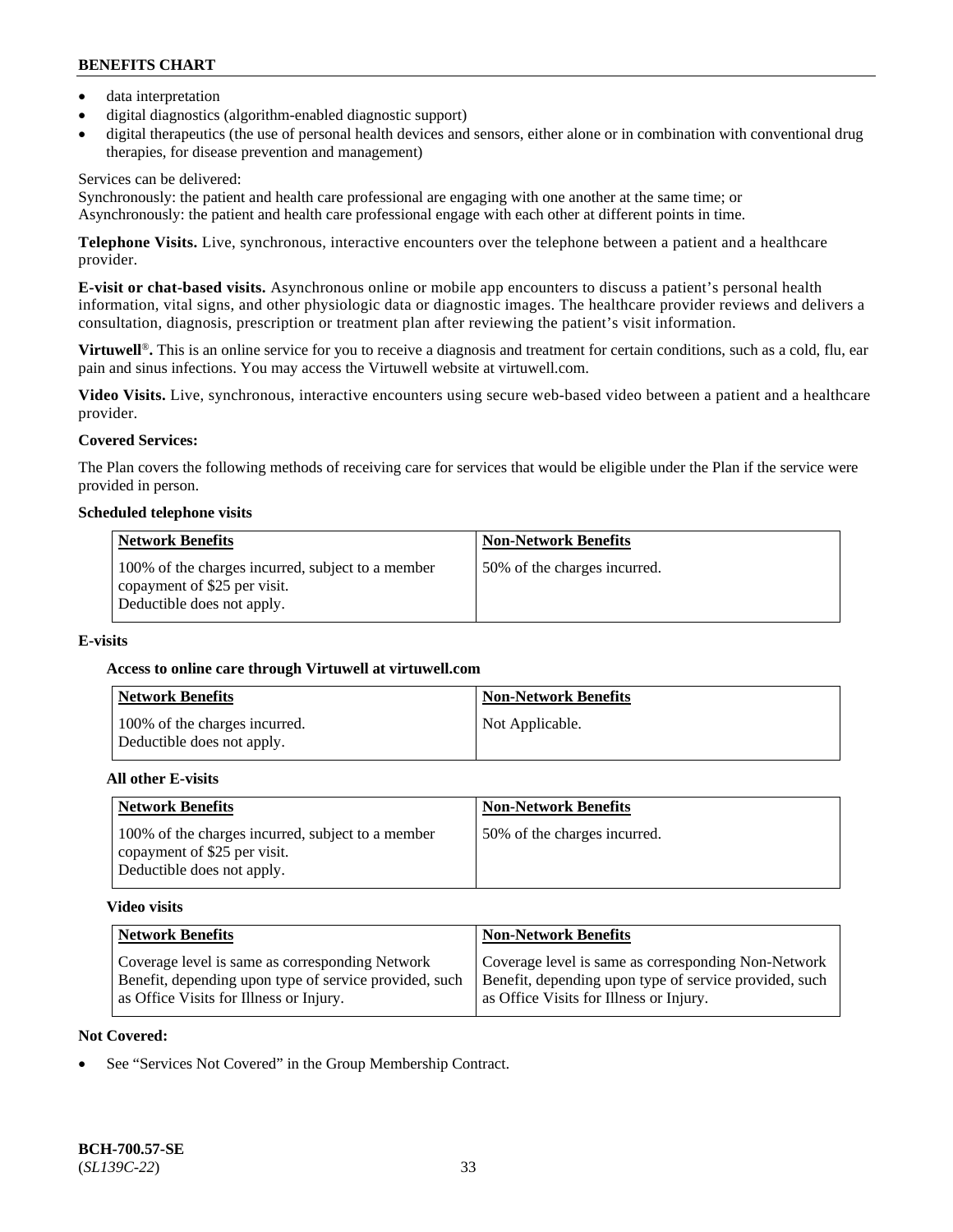- data interpretation
- digital diagnostics (algorithm-enabled diagnostic support)
- digital therapeutics (the use of personal health devices and sensors, either alone or in combination with conventional drug therapies, for disease prevention and management)

Services can be delivered:
Synchronously: the patient and health care professional are engaging with one another at the same time; or
Asynchronously: the patient and health care professional engage with each other at different points in time.

**Telephone Visits.** Live, synchronous, interactive encounters over the telephone between a patient and a healthcare provider.

**E-visit or chat-based visits.** Asynchronous online or mobile app encounters to discuss a patient's personal health information, vital signs, and other physiologic data or diagnostic images. The healthcare provider reviews and delivers a consultation, diagnosis, prescription or treatment plan after reviewing the patient's visit information.

**Virtuwell®.** This is an online service for you to receive a diagnosis and treatment for certain conditions, such as a cold, flu, ear pain and sinus infections. You may access the Virtuwell website at virtuwell.com.

**Video Visits.** Live, synchronous, interactive encounters using secure web-based video between a patient and a healthcare provider.

**Covered Services:**

The Plan covers the following methods of receiving care for services that would be eligible under the Plan if the service were provided in person.

**Scheduled telephone visits**

| Network Benefits | Non-Network Benefits |
|---|---|
| 100% of the charges incurred, subject to a member copayment of $25 per visit. Deductible does not apply. | 50% of the charges incurred. |

**E-visits**

**Access to online care through Virtuwell at virtuwell.com**

| Network Benefits | Non-Network Benefits |
|---|---|
| 100% of the charges incurred. Deductible does not apply. | Not Applicable. |

**All other E-visits**

| Network Benefits | Non-Network Benefits |
|---|---|
| 100% of the charges incurred, subject to a member copayment of $25 per visit. Deductible does not apply. | 50% of the charges incurred. |

**Video visits**

| Network Benefits | Non-Network Benefits |
|---|---|
| Coverage level is same as corresponding Network Benefit, depending upon type of service provided, such as Office Visits for Illness or Injury. | Coverage level is same as corresponding Non-Network Benefit, depending upon type of service provided, such as Office Visits for Illness or Injury. |

**Not Covered:**

- See "Services Not Covered" in the Group Membership Contract.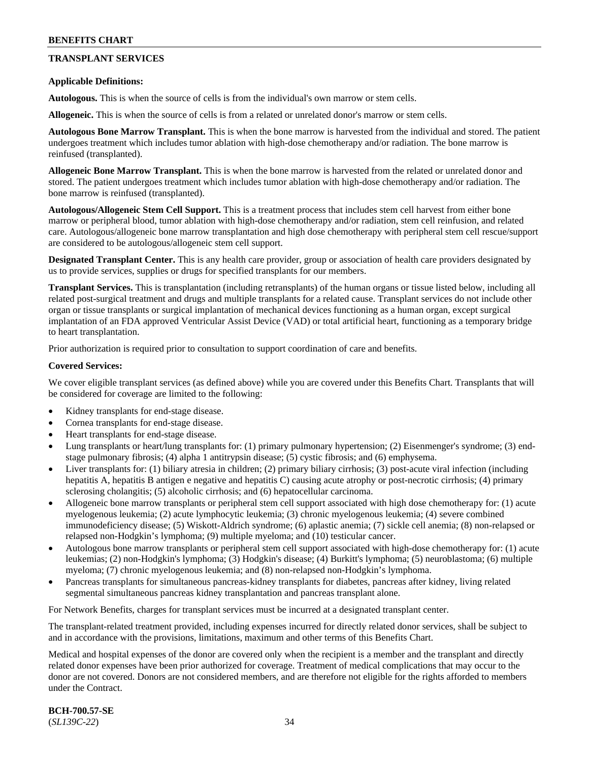## TRANSPLANT SERVICES

**Applicable Definitions:**

**Autologous.** This is when the source of cells is from the individual's own marrow or stem cells.

**Allogeneic.** This is when the source of cells is from a related or unrelated donor's marrow or stem cells.

**Autologous Bone Marrow Transplant.** This is when the bone marrow is harvested from the individual and stored. The patient undergoes treatment which includes tumor ablation with high-dose chemotherapy and/or radiation. The bone marrow is reinfused (transplanted).

**Allogeneic Bone Marrow Transplant.** This is when the bone marrow is harvested from the related or unrelated donor and stored. The patient undergoes treatment which includes tumor ablation with high-dose chemotherapy and/or radiation. The bone marrow is reinfused (transplanted).

**Autologous/Allogeneic Stem Cell Support.** This is a treatment process that includes stem cell harvest from either bone marrow or peripheral blood, tumor ablation with high-dose chemotherapy and/or radiation, stem cell reinfusion, and related care. Autologous/allogeneic bone marrow transplantation and high dose chemotherapy with peripheral stem cell rescue/support are considered to be autologous/allogeneic stem cell support.

**Designated Transplant Center.** This is any health care provider, group or association of health care providers designated by us to provide services, supplies or drugs for specified transplants for our members.

**Transplant Services.** This is transplantation (including retransplants) of the human organs or tissue listed below, including all related post-surgical treatment and drugs and multiple transplants for a related cause. Transplant services do not include other organ or tissue transplants or surgical implantation of mechanical devices functioning as a human organ, except surgical implantation of an FDA approved Ventricular Assist Device (VAD) or total artificial heart, functioning as a temporary bridge to heart transplantation.

Prior authorization is required prior to consultation to support coordination of care and benefits.

**Covered Services:**

We cover eligible transplant services (as defined above) while you are covered under this Benefits Chart. Transplants that will be considered for coverage are limited to the following:

- Kidney transplants for end-stage disease.
- Cornea transplants for end-stage disease.
- Heart transplants for end-stage disease.
- Lung transplants or heart/lung transplants for: (1) primary pulmonary hypertension; (2) Eisenmenger's syndrome; (3) end-stage pulmonary fibrosis; (4) alpha 1 antitrypsin disease; (5) cystic fibrosis; and (6) emphysema.
- Liver transplants for: (1) biliary atresia in children; (2) primary biliary cirrhosis; (3) post-acute viral infection (including hepatitis A, hepatitis B antigen e negative and hepatitis C) causing acute atrophy or post-necrotic cirrhosis; (4) primary sclerosing cholangitis; (5) alcoholic cirrhosis; and (6) hepatocellular carcinoma.
- Allogeneic bone marrow transplants or peripheral stem cell support associated with high dose chemotherapy for: (1) acute myelogenous leukemia; (2) acute lymphocytic leukemia; (3) chronic myelogenous leukemia; (4) severe combined immunodeficiency disease; (5) Wiskott-Aldrich syndrome; (6) aplastic anemia; (7) sickle cell anemia; (8) non-relapsed or relapsed non-Hodgkin's lymphoma; (9) multiple myeloma; and (10) testicular cancer.
- Autologous bone marrow transplants or peripheral stem cell support associated with high-dose chemotherapy for: (1) acute leukemias; (2) non-Hodgkin's lymphoma; (3) Hodgkin's disease; (4) Burkitt's lymphoma; (5) neuroblastoma; (6) multiple myeloma; (7) chronic myelogenous leukemia; and (8) non-relapsed non-Hodgkin's lymphoma.
- Pancreas transplants for simultaneous pancreas-kidney transplants for diabetes, pancreas after kidney, living related segmental simultaneous pancreas kidney transplantation and pancreas transplant alone.

For Network Benefits, charges for transplant services must be incurred at a designated transplant center.

The transplant-related treatment provided, including expenses incurred for directly related donor services, shall be subject to and in accordance with the provisions, limitations, maximum and other terms of this Benefits Chart.

Medical and hospital expenses of the donor are covered only when the recipient is a member and the transplant and directly related donor expenses have been prior authorized for coverage. Treatment of medical complications that may occur to the donor are not covered. Donors are not considered members, and are therefore not eligible for the rights afforded to members under the Contract.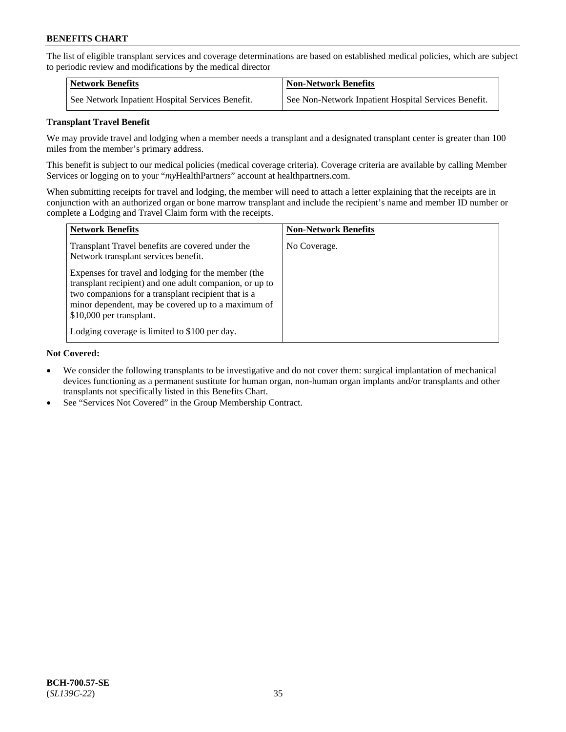The list of eligible transplant services and coverage determinations are based on established medical policies, which are subject to periodic review and modifications by the medical director

| Network Benefits | Non-Network Benefits |
| --- | --- |
| See Network Inpatient Hospital Services Benefit. | See Non-Network Inpatient Hospital Services Benefit. |

**Transplant Travel Benefit**

We may provide travel and lodging when a member needs a transplant and a designated transplant center is greater than 100 miles from the member's primary address.

This benefit is subject to our medical policies (medical coverage criteria). Coverage criteria are available by calling Member Services or logging on to your "*my*HealthPartners" account at healthpartners.com.

When submitting receipts for travel and lodging, the member will need to attach a letter explaining that the receipts are in conjunction with an authorized organ or bone marrow transplant and include the recipient's name and member ID number or complete a Lodging and Travel Claim form with the receipts.

| Network Benefits | Non-Network Benefits |
| --- | --- |
| Transplant Travel benefits are covered under the Network transplant services benefit.<br><br>Expenses for travel and lodging for the member (the transplant recipient) and one adult companion, or up to two companions for a transplant recipient that is a minor dependent, may be covered up to a maximum of $10,000 per transplant.<br><br>Lodging coverage is limited to $100 per day. | No Coverage. |

**Not Covered:**

- We consider the following transplants to be investigative and do not cover them: surgical implantation of mechanical devices functioning as a permanent sustitute for human organ, non-human organ implants and/or transplants and other transplants not specifically listed in this Benefits Chart.
- See "Services Not Covered" in the Group Membership Contract.